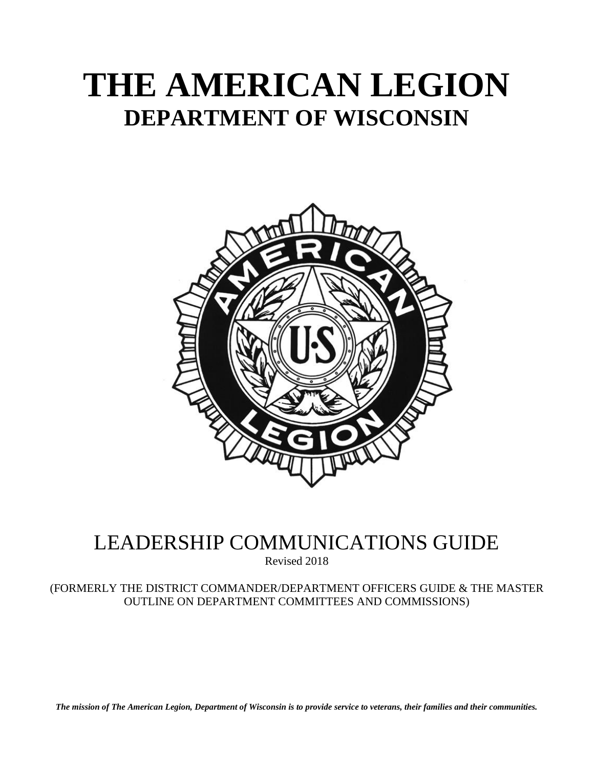# THE AMERICAN LEGION

## DEPARTMENT OF WISCONSIN

LEADERSHIP COMMUNICATIONS GUIDE

Revised 2018

(FORMERLY THE DISTRICT COMMANDER/DEPARTMENT OFFICERS GUIDE & THE MASTER OUTLINE ON DEPARTMENT COMMITTEES AND COMMISSIONS)

***The mission of The American Legion, Department of Wisconsin is to provide service to veterans, their families and their communities.***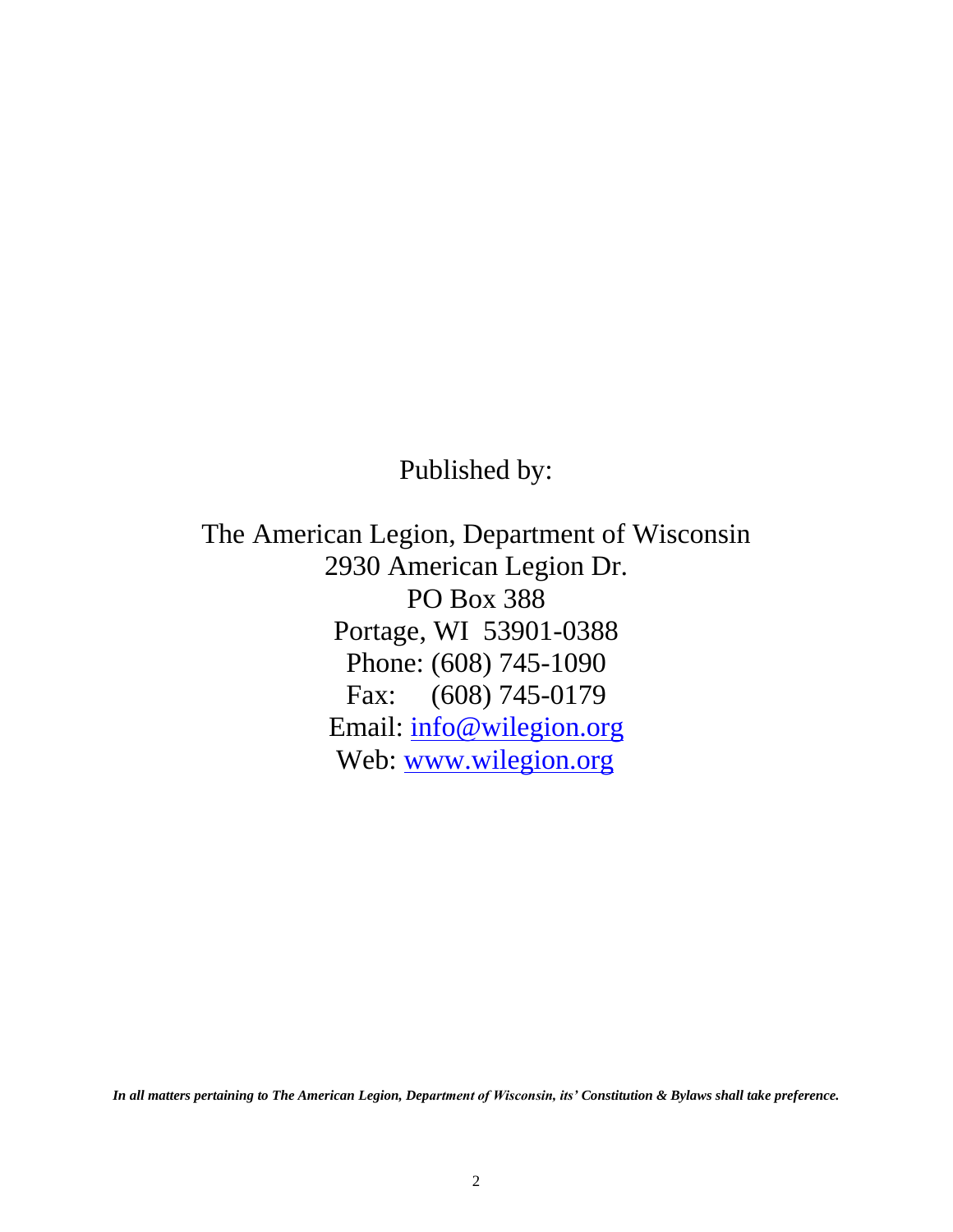Published by:

The American Legion, Department of Wisconsin
2930 American Legion Dr.
PO Box 388
Portage, WI 53901-0388
Phone: (608) 745-1090
Fax: (608) 745-0179
Email: info@wilegion.org
Web: www.wilegion.org

***In all matters pertaining to The American Legion, Department of Wisconsin, its' Constitution & Bylaws shall take preference.***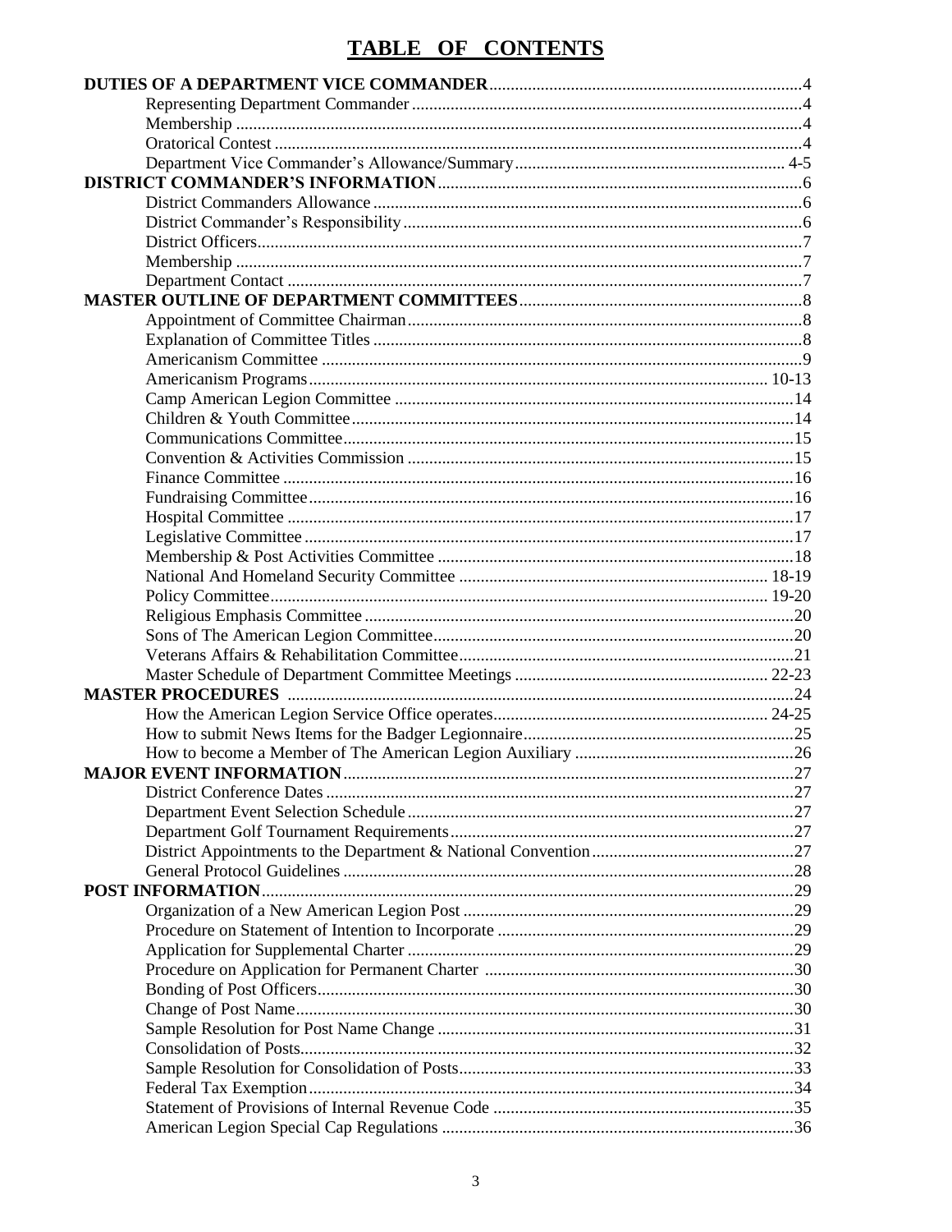# TABLE OF CONTENTS

| | |
|---|---|
| **DUTIES OF A DEPARTMENT VICE COMMANDER** | 4 |
| Representing Department Commander | 4 |
| Membership | 4 |
| Oratorical Contest | 4 |
| Department Vice Commander's Allowance/Summary | 4-5 |
| **DISTRICT COMMANDER'S INFORMATION** | 6 |
| District Commanders Allowance | 6 |
| District Commander's Responsibility | 6 |
| District Officers | 7 |
| Membership | 7 |
| Department Contact | 7 |
| **MASTER OUTLINE OF DEPARTMENT COMMITTEES** | 8 |
| Appointment of Committee Chairman | 8 |
| Explanation of Committee Titles | 8 |
| Americanism Committee | 9 |
| Americanism Programs | 10-13 |
| Camp American Legion Committee | 14 |
| Children & Youth Committee | 14 |
| Communications Committee | 15 |
| Convention & Activities Commission | 15 |
| Finance Committee | 16 |
| Fundraising Committee | 16 |
| Hospital Committee | 17 |
| Legislative Committee | 17 |
| Membership & Post Activities Committee | 18 |
| National And Homeland Security Committee | 18-19 |
| Policy Committee | 19-20 |
| Religious Emphasis Committee | 20 |
| Sons of The American Legion Committee | 20 |
| Veterans Affairs & Rehabilitation Committee | 21 |
| Master Schedule of Department Committee Meetings | 22-23 |
| **MASTER PROCEDURES** | 24 |
| How the American Legion Service Office operates | 24-25 |
| How to submit News Items for the Badger Legionnaire | 25 |
| How to become a Member of The American Legion Auxiliary | 26 |
| **MAJOR EVENT INFORMATION** | 27 |
| District Conference Dates | 27 |
| Department Event Selection Schedule | 27 |
| Department Golf Tournament Requirements | 27 |
| District Appointments to the Department & National Convention | 27 |
| General Protocol Guidelines | 28 |
| **POST INFORMATION** | 29 |
| Organization of a New American Legion Post | 29 |
| Procedure on Statement of Intention to Incorporate | 29 |
| Application for Supplemental Charter | 29 |
| Procedure on Application for Permanent Charter | 30 |
| Bonding of Post Officers | 30 |
| Change of Post Name | 30 |
| Sample Resolution for Post Name Change | 31 |
| Consolidation of Posts | 32 |
| Sample Resolution for Consolidation of Posts | 33 |
| Federal Tax Exemption | 34 |
| Statement of Provisions of Internal Revenue Code | 35 |
| American Legion Special Cap Regulations | 36 |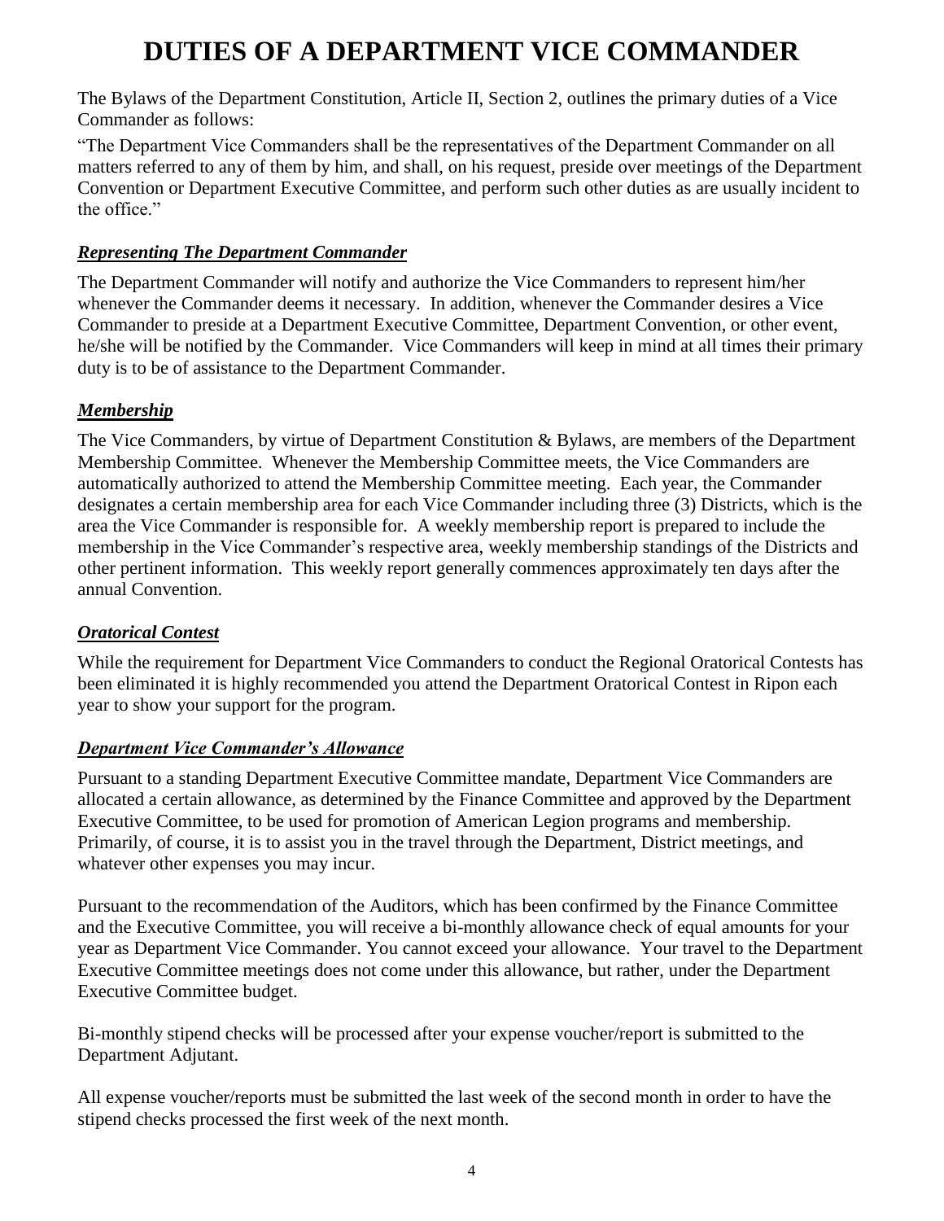# DUTIES OF A DEPARTMENT VICE COMMANDER

The Bylaws of the Department Constitution, Article II, Section 2, outlines the primary duties of a Vice Commander as follows:

"The Department Vice Commanders shall be the representatives of the Department Commander on all matters referred to any of them by him, and shall, on his request, preside over meetings of the Department Convention or Department Executive Committee, and perform such other duties as are usually incident to the office."

### ***Representing The Department Commander***

The Department Commander will notify and authorize the Vice Commanders to represent him/her whenever the Commander deems it necessary. In addition, whenever the Commander desires a Vice Commander to preside at a Department Executive Committee, Department Convention, or other event, he/she will be notified by the Commander. Vice Commanders will keep in mind at all times their primary duty is to be of assistance to the Department Commander.

### ***Membership***

The Vice Commanders, by virtue of Department Constitution & Bylaws, are members of the Department Membership Committee. Whenever the Membership Committee meets, the Vice Commanders are automatically authorized to attend the Membership Committee meeting. Each year, the Commander designates a certain membership area for each Vice Commander including three (3) Districts, which is the area the Vice Commander is responsible for. A weekly membership report is prepared to include the membership in the Vice Commander's respective area, weekly membership standings of the Districts and other pertinent information. This weekly report generally commences approximately ten days after the annual Convention.

### ***Oratorical Contest***

While the requirement for Department Vice Commanders to conduct the Regional Oratorical Contests has been eliminated it is highly recommended you attend the Department Oratorical Contest in Ripon each year to show your support for the program.

### ***Department Vice Commander's Allowance***

Pursuant to a standing Department Executive Committee mandate, Department Vice Commanders are allocated a certain allowance, as determined by the Finance Committee and approved by the Department Executive Committee, to be used for promotion of American Legion programs and membership. Primarily, of course, it is to assist you in the travel through the Department, District meetings, and whatever other expenses you may incur.

Pursuant to the recommendation of the Auditors, which has been confirmed by the Finance Committee and the Executive Committee, you will receive a bi-monthly allowance check of equal amounts for your year as Department Vice Commander. You cannot exceed your allowance. Your travel to the Department Executive Committee meetings does not come under this allowance, but rather, under the Department Executive Committee budget.

Bi-monthly stipend checks will be processed after your expense voucher/report is submitted to the Department Adjutant.

All expense voucher/reports must be submitted the last week of the second month in order to have the stipend checks processed the first week of the next month.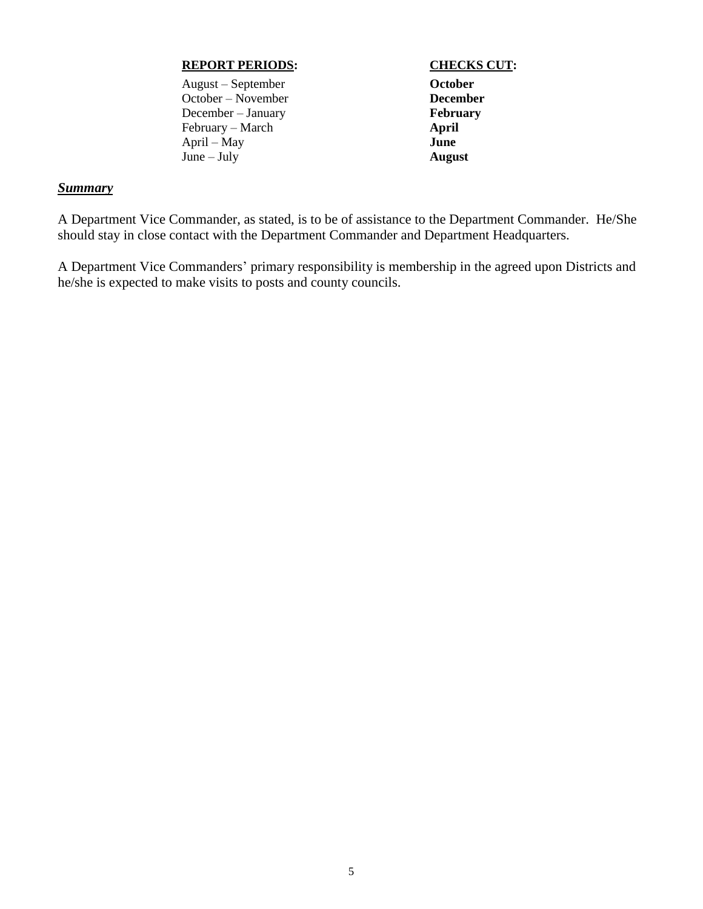| REPORT PERIODS: | CHECKS CUT: |
| --- | --- |
| August – September | **October** |
| October – November | **December** |
| December – January | **February** |
| February – March | **April** |
| April – May | **June** |
| June – July | **August** |

***Summary***

A Department Vice Commander, as stated, is to be of assistance to the Department Commander. He/She should stay in close contact with the Department Commander and Department Headquarters.

A Department Vice Commanders' primary responsibility is membership in the agreed upon Districts and he/she is expected to make visits to posts and county councils.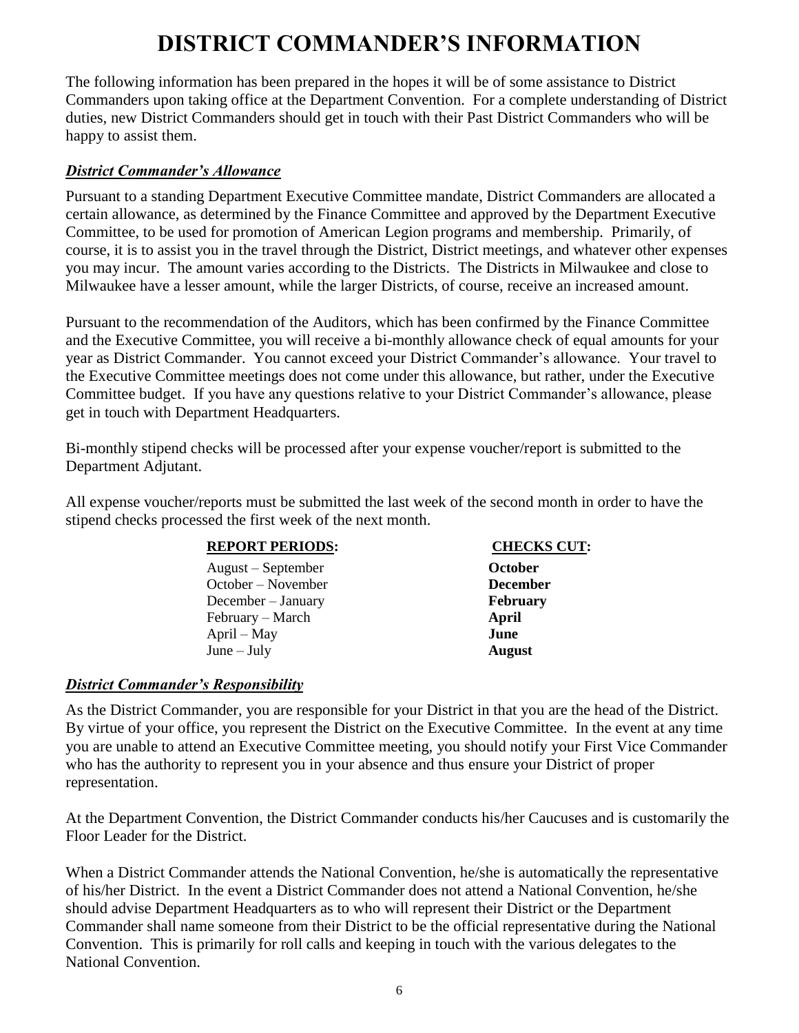# DISTRICT COMMANDER'S INFORMATION

The following information has been prepared in the hopes it will be of some assistance to District Commanders upon taking office at the Department Convention. For a complete understanding of District duties, new District Commanders should get in touch with their Past District Commanders who will be happy to assist them.

### *District Commander's Allowance*

Pursuant to a standing Department Executive Committee mandate, District Commanders are allocated a certain allowance, as determined by the Finance Committee and approved by the Department Executive Committee, to be used for promotion of American Legion programs and membership. Primarily, of course, it is to assist you in the travel through the District, District meetings, and whatever other expenses you may incur. The amount varies according to the Districts. The Districts in Milwaukee and close to Milwaukee have a lesser amount, while the larger Districts, of course, receive an increased amount.

Pursuant to the recommendation of the Auditors, which has been confirmed by the Finance Committee and the Executive Committee, you will receive a bi-monthly allowance check of equal amounts for your year as District Commander. You cannot exceed your District Commander's allowance. Your travel to the Executive Committee meetings does not come under this allowance, but rather, under the Executive Committee budget. If you have any questions relative to your District Commander's allowance, please get in touch with Department Headquarters.

Bi-monthly stipend checks will be processed after your expense voucher/report is submitted to the Department Adjutant.

All expense voucher/reports must be submitted the last week of the second month in order to have the stipend checks processed the first week of the next month.

| REPORT PERIODS: | CHECKS CUT: |
|---|---|
| August – September | **October** |
| October – November | **December** |
| December – January | **February** |
| February – March | **April** |
| April – May | **June** |
| June – July | **August** |

### *District Commander's Responsibility*

As the District Commander, you are responsible for your District in that you are the head of the District. By virtue of your office, you represent the District on the Executive Committee. In the event at any time you are unable to attend an Executive Committee meeting, you should notify your First Vice Commander who has the authority to represent you in your absence and thus ensure your District of proper representation.

At the Department Convention, the District Commander conducts his/her Caucuses and is customarily the Floor Leader for the District.

When a District Commander attends the National Convention, he/she is automatically the representative of his/her District. In the event a District Commander does not attend a National Convention, he/she should advise Department Headquarters as to who will represent their District or the Department Commander shall name someone from their District to be the official representative during the National Convention. This is primarily for roll calls and keeping in touch with the various delegates to the National Convention.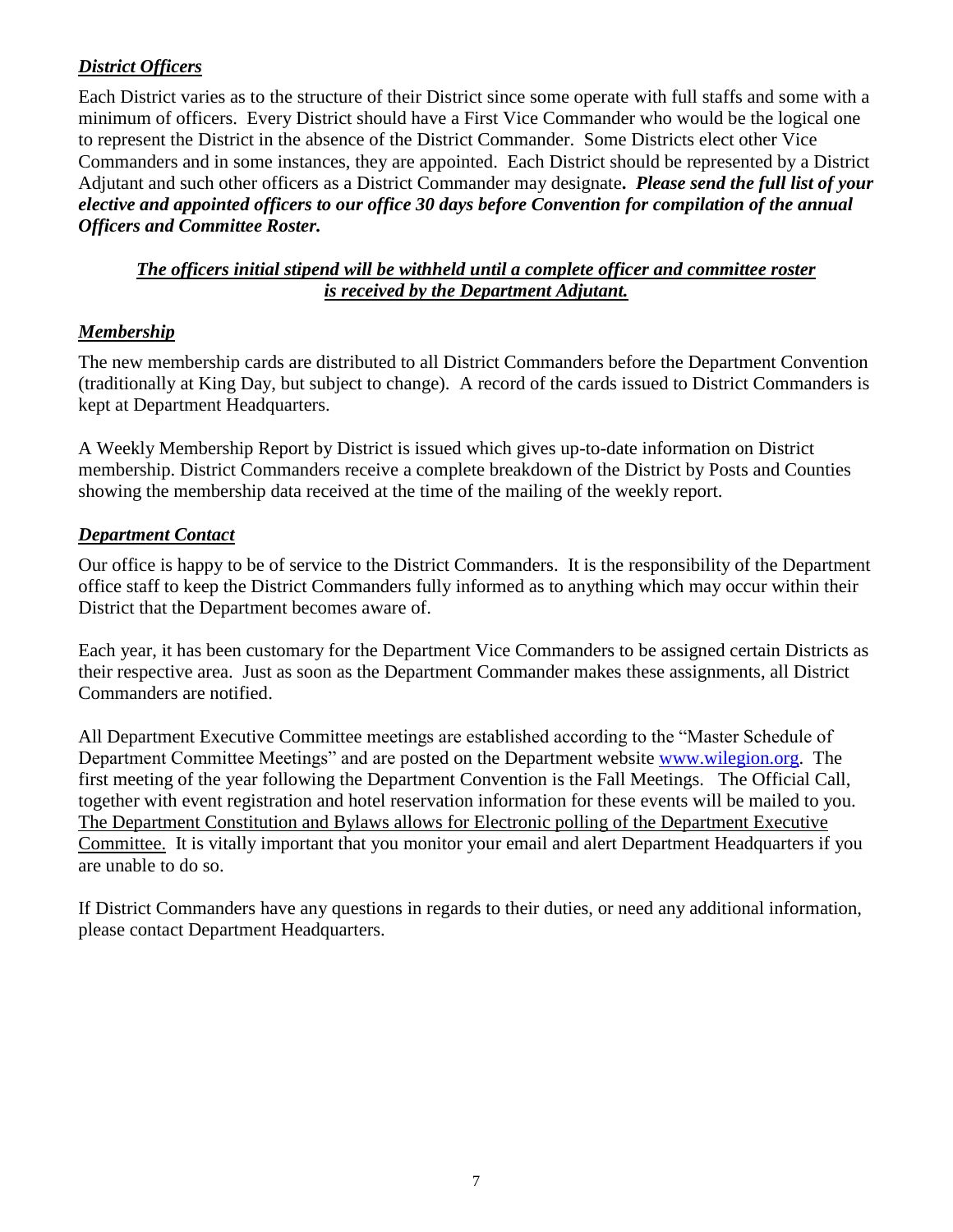### ***District Officers***

Each District varies as to the structure of their District since some operate with full staffs and some with a minimum of officers. Every District should have a First Vice Commander who would be the logical one to represent the District in the absence of the District Commander. Some Districts elect other Vice Commanders and in some instances, they are appointed. Each District should be represented by a District Adjutant and such other officers as a District Commander may designate**.** ***Please send the full list of your elective and appointed officers to our office 30 days before Convention for compilation of the annual Officers and Committee Roster.***

***The officers initial stipend will be withheld until a complete officer and committee roster is received by the Department Adjutant.***

### ***Membership***

The new membership cards are distributed to all District Commanders before the Department Convention (traditionally at King Day, but subject to change). A record of the cards issued to District Commanders is kept at Department Headquarters.

A Weekly Membership Report by District is issued which gives up-to-date information on District membership. District Commanders receive a complete breakdown of the District by Posts and Counties showing the membership data received at the time of the mailing of the weekly report.

### ***Department Contact***

Our office is happy to be of service to the District Commanders. It is the responsibility of the Department office staff to keep the District Commanders fully informed as to anything which may occur within their District that the Department becomes aware of.

Each year, it has been customary for the Department Vice Commanders to be assigned certain Districts as their respective area. Just as soon as the Department Commander makes these assignments, all District Commanders are notified.

All Department Executive Committee meetings are established according to the "Master Schedule of Department Committee Meetings" and are posted on the Department website [www.wilegion.org](http://www.wilegion.org). The first meeting of the year following the Department Convention is the Fall Meetings. The Official Call, together with event registration and hotel reservation information for these events will be mailed to you. The Department Constitution and Bylaws allows for Electronic polling of the Department Executive Committee. It is vitally important that you monitor your email and alert Department Headquarters if you are unable to do so.

If District Commanders have any questions in regards to their duties, or need any additional information, please contact Department Headquarters.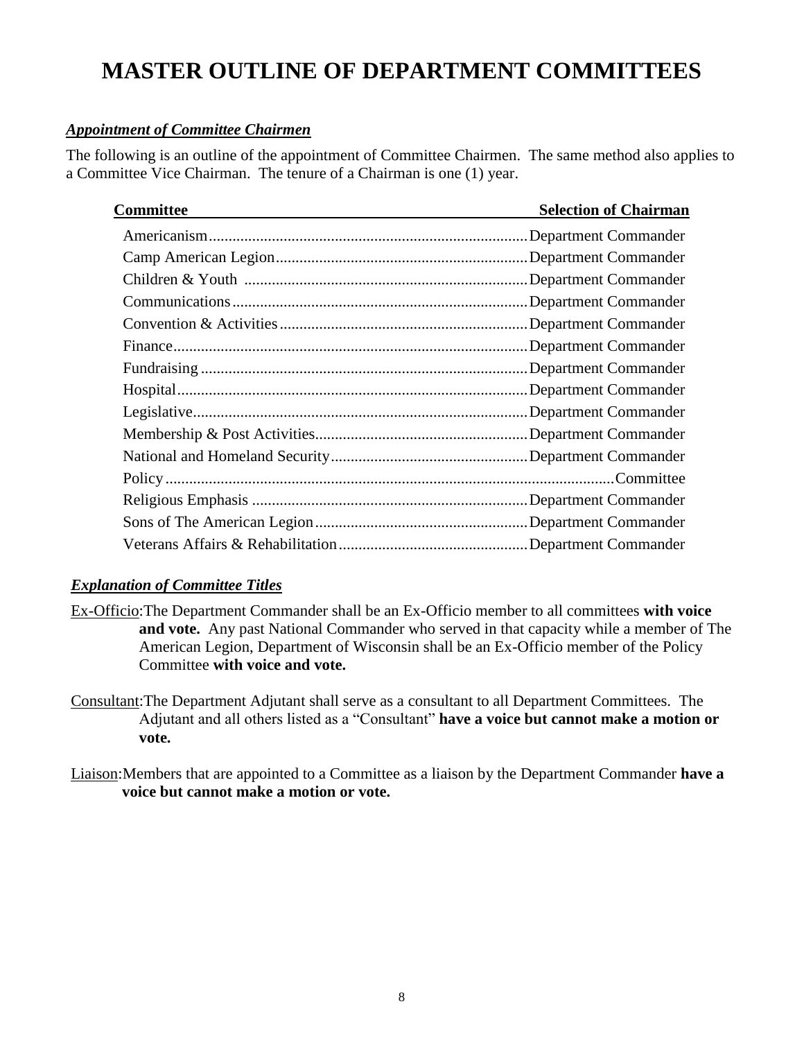# MASTER OUTLINE OF DEPARTMENT COMMITTEES

***Appointment of Committee Chairmen***

The following is an outline of the appointment of Committee Chairmen. The same method also applies to a Committee Vice Chairman. The tenure of a Chairman is one (1) year.

| Committee | Selection of Chairman |
|---|---|
| Americanism | Department Commander |
| Camp American Legion | Department Commander |
| Children & Youth | Department Commander |
| Communications | Department Commander |
| Convention & Activities | Department Commander |
| Finance | Department Commander |
| Fundraising | Department Commander |
| Hospital | Department Commander |
| Legislative | Department Commander |
| Membership & Post Activities | Department Commander |
| National and Homeland Security | Department Commander |
| Policy | Committee |
| Religious Emphasis | Department Commander |
| Sons of The American Legion | Department Commander |
| Veterans Affairs & Rehabilitation | Department Commander |

***Explanation of Committee Titles***

Ex-Officio: The Department Commander shall be an Ex-Officio member to all committees **with voice and vote.** Any past National Commander who served in that capacity while a member of The American Legion, Department of Wisconsin shall be an Ex-Officio member of the Policy Committee **with voice and vote.**

Consultant: The Department Adjutant shall serve as a consultant to all Department Committees. The Adjutant and all others listed as a "Consultant" **have a voice but cannot make a motion or vote.**

Liaison: Members that are appointed to a Committee as a liaison by the Department Commander **have a voice but cannot make a motion or vote.**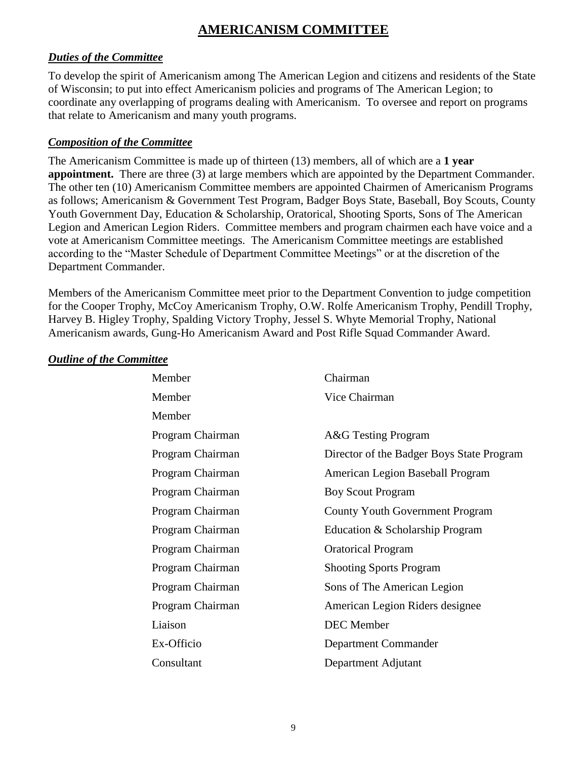# AMERICANISM COMMITTEE

### *Duties of the Committee*

To develop the spirit of Americanism among The American Legion and citizens and residents of the State of Wisconsin; to put into effect Americanism policies and programs of The American Legion; to coordinate any overlapping of programs dealing with Americanism. To oversee and report on programs that relate to Americanism and many youth programs.

### *Composition of the Committee*

The Americanism Committee is made up of thirteen (13) members, all of which are a **1 year appointment.** There are three (3) at large members which are appointed by the Department Commander. The other ten (10) Americanism Committee members are appointed Chairmen of Americanism Programs as follows; Americanism & Government Test Program, Badger Boys State, Baseball, Boy Scouts, County Youth Government Day, Education & Scholarship, Oratorical, Shooting Sports, Sons of The American Legion and American Legion Riders. Committee members and program chairmen each have voice and a vote at Americanism Committee meetings. The Americanism Committee meetings are established according to the "Master Schedule of Department Committee Meetings" or at the discretion of the Department Commander.

Members of the Americanism Committee meet prior to the Department Convention to judge competition for the Cooper Trophy, McCoy Americanism Trophy, O.W. Rolfe Americanism Trophy, Pendill Trophy, Harvey B. Higley Trophy, Spalding Victory Trophy, Jessel S. Whyte Memorial Trophy, National Americanism awards, Gung-Ho Americanism Award and Post Rifle Squad Commander Award.

### *Outline of the Committee*

| | |
|---|---|
| Member | Chairman |
| Member | Vice Chairman |
| Member | |
| Program Chairman | A&G Testing Program |
| Program Chairman | Director of the Badger Boys State Program |
| Program Chairman | American Legion Baseball Program |
| Program Chairman | Boy Scout Program |
| Program Chairman | County Youth Government Program |
| Program Chairman | Education & Scholarship Program |
| Program Chairman | Oratorical Program |
| Program Chairman | Shooting Sports Program |
| Program Chairman | Sons of The American Legion |
| Program Chairman | American Legion Riders designee |
| Liaison | DEC Member |
| Ex-Officio | Department Commander |
| Consultant | Department Adjutant |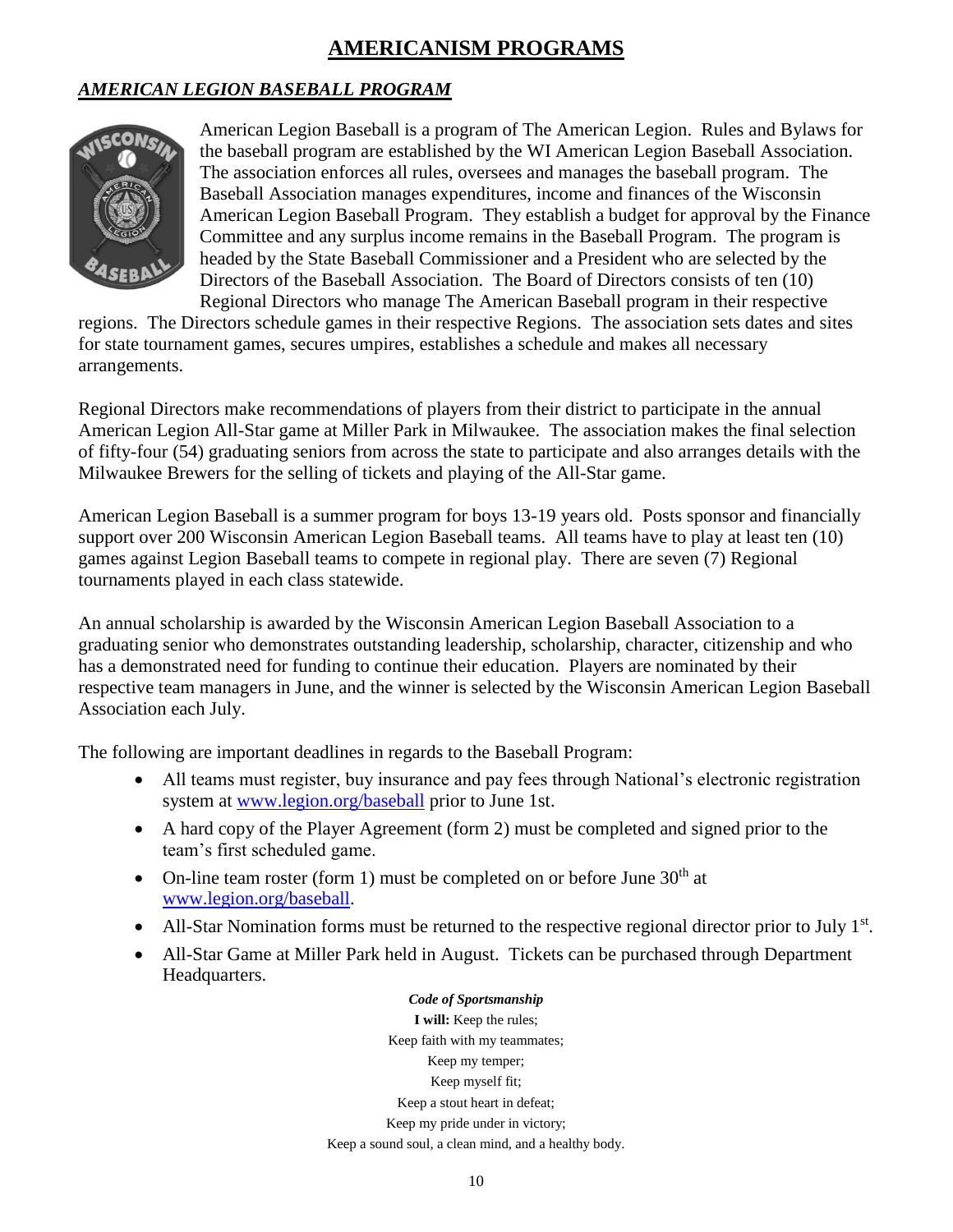# AMERICANISM PROGRAMS

## *AMERICAN LEGION BASEBALL PROGRAM*

American Legion Baseball is a program of The American Legion. Rules and Bylaws for the baseball program are established by the WI American Legion Baseball Association. The association enforces all rules, oversees and manages the baseball program. The Baseball Association manages expenditures, income and finances of the Wisconsin American Legion Baseball Program. They establish a budget for approval by the Finance Committee and any surplus income remains in the Baseball Program. The program is headed by the State Baseball Commissioner and a President who are selected by the Directors of the Baseball Association. The Board of Directors consists of ten (10) Regional Directors who manage The American Baseball program in their respective regions. The Directors schedule games in their respective Regions. The association sets dates and sites for state tournament games, secures umpires, establishes a schedule and makes all necessary arrangements.

Regional Directors make recommendations of players from their district to participate in the annual American Legion All-Star game at Miller Park in Milwaukee. The association makes the final selection of fifty-four (54) graduating seniors from across the state to participate and also arranges details with the Milwaukee Brewers for the selling of tickets and playing of the All-Star game.

American Legion Baseball is a summer program for boys 13-19 years old. Posts sponsor and financially support over 200 Wisconsin American Legion Baseball teams. All teams have to play at least ten (10) games against Legion Baseball teams to compete in regional play. There are seven (7) Regional tournaments played in each class statewide.

An annual scholarship is awarded by the Wisconsin American Legion Baseball Association to a graduating senior who demonstrates outstanding leadership, scholarship, character, citizenship and who has a demonstrated need for funding to continue their education. Players are nominated by their respective team managers in June, and the winner is selected by the Wisconsin American Legion Baseball Association each July.

The following are important deadlines in regards to the Baseball Program:

- All teams must register, buy insurance and pay fees through National's electronic registration system at www.legion.org/baseball prior to June 1st.
- A hard copy of the Player Agreement (form 2) must be completed and signed prior to the team's first scheduled game.
- On-line team roster (form 1) must be completed on or before June 30th at www.legion.org/baseball.
- All-Star Nomination forms must be returned to the respective regional director prior to July 1st.
- All-Star Game at Miller Park held in August. Tickets can be purchased through Department Headquarters.

***Code of Sportsmanship***

**I will:** Keep the rules;
Keep faith with my teammates;
Keep my temper;
Keep myself fit;
Keep a stout heart in defeat;
Keep my pride under in victory;
Keep a sound soul, a clean mind, and a healthy body.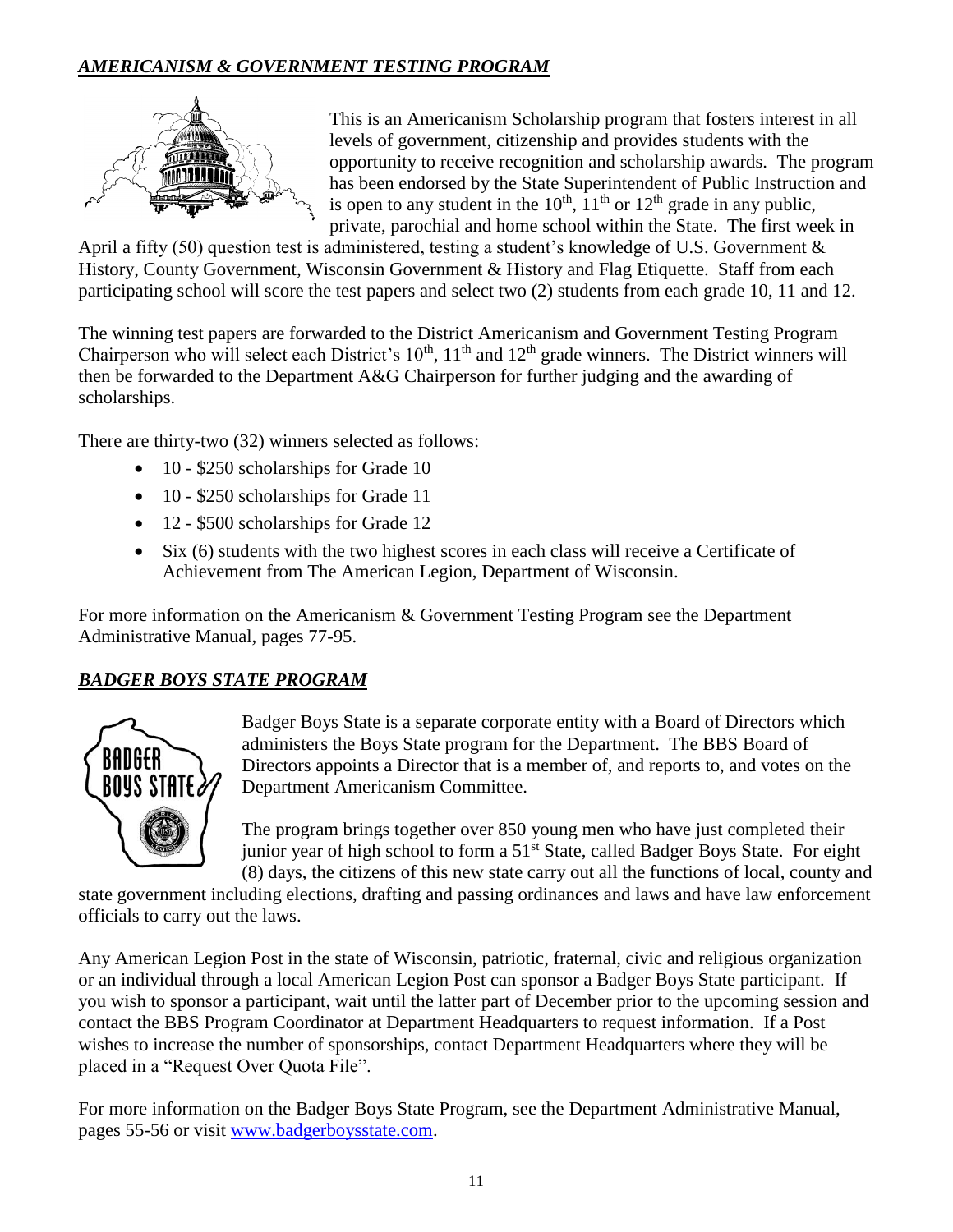## *AMERICANISM & GOVERNMENT TESTING PROGRAM*

This is an Americanism Scholarship program that fosters interest in all levels of government, citizenship and provides students with the opportunity to receive recognition and scholarship awards. The program has been endorsed by the State Superintendent of Public Instruction and is open to any student in the 10th, 11th or 12th grade in any public, private, parochial and home school within the State. The first week in April a fifty (50) question test is administered, testing a student's knowledge of U.S. Government & History, County Government, Wisconsin Government & History and Flag Etiquette. Staff from each participating school will score the test papers and select two (2) students from each grade 10, 11 and 12.

The winning test papers are forwarded to the District Americanism and Government Testing Program Chairperson who will select each District's 10th, 11th and 12th grade winners. The District winners will then be forwarded to the Department A&G Chairperson for further judging and the awarding of scholarships.

There are thirty-two (32) winners selected as follows:

- 10 - $250 scholarships for Grade 10
- 10 - $250 scholarships for Grade 11
- 12 - $500 scholarships for Grade 12
- Six (6) students with the two highest scores in each class will receive a Certificate of Achievement from The American Legion, Department of Wisconsin.

For more information on the Americanism & Government Testing Program see the Department Administrative Manual, pages 77-95.

## *BADGER BOYS STATE PROGRAM*

Badger Boys State is a separate corporate entity with a Board of Directors which administers the Boys State program for the Department. The BBS Board of Directors appoints a Director that is a member of, and reports to, and votes on the Department Americanism Committee.

The program brings together over 850 young men who have just completed their junior year of high school to form a 51st State, called Badger Boys State. For eight (8) days, the citizens of this new state carry out all the functions of local, county and state government including elections, drafting and passing ordinances and laws and have law enforcement officials to carry out the laws.

Any American Legion Post in the state of Wisconsin, patriotic, fraternal, civic and religious organization or an individual through a local American Legion Post can sponsor a Badger Boys State participant. If you wish to sponsor a participant, wait until the latter part of December prior to the upcoming session and contact the BBS Program Coordinator at Department Headquarters to request information. If a Post wishes to increase the number of sponsorships, contact Department Headquarters where they will be placed in a "Request Over Quota File".

For more information on the Badger Boys State Program, see the Department Administrative Manual, pages 55-56 or visit www.badgerboysstate.com.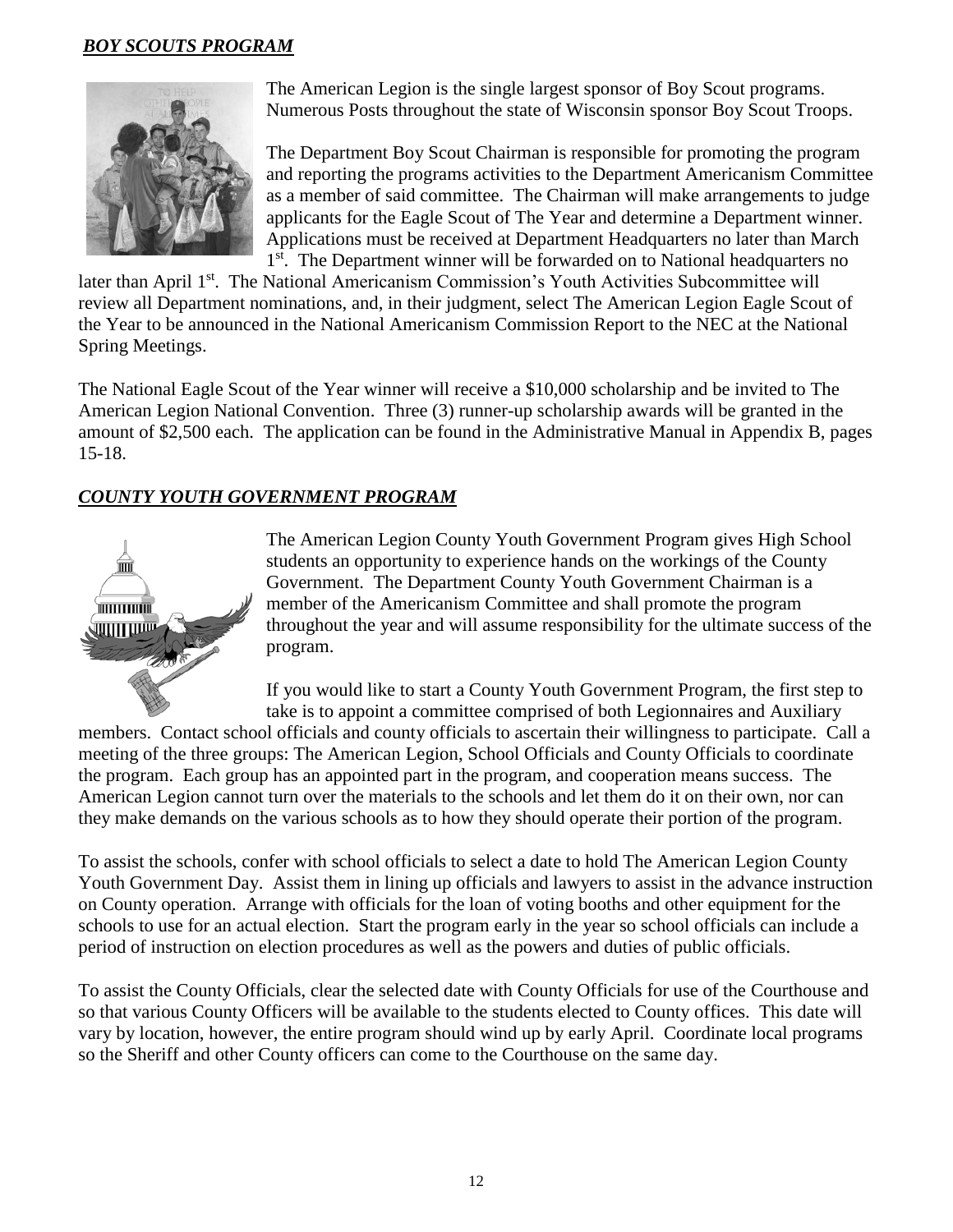## ***BOY SCOUTS PROGRAM***

The American Legion is the single largest sponsor of Boy Scout programs. Numerous Posts throughout the state of Wisconsin sponsor Boy Scout Troops.

The Department Boy Scout Chairman is responsible for promoting the program and reporting the programs activities to the Department Americanism Committee as a member of said committee. The Chairman will make arrangements to judge applicants for the Eagle Scout of The Year and determine a Department winner. Applications must be received at Department Headquarters no later than March 1st. The Department winner will be forwarded on to National headquarters no later than April 1st. The National Americanism Commission's Youth Activities Subcommittee will review all Department nominations, and, in their judgment, select The American Legion Eagle Scout of the Year to be announced in the National Americanism Commission Report to the NEC at the National Spring Meetings.

The National Eagle Scout of the Year winner will receive a $10,000 scholarship and be invited to The American Legion National Convention. Three (3) runner-up scholarship awards will be granted in the amount of $2,500 each. The application can be found in the Administrative Manual in Appendix B, pages 15-18.

## ***COUNTY YOUTH GOVERNMENT PROGRAM***

The American Legion County Youth Government Program gives High School students an opportunity to experience hands on the workings of the County Government. The Department County Youth Government Chairman is a member of the Americanism Committee and shall promote the program throughout the year and will assume responsibility for the ultimate success of the program.

If you would like to start a County Youth Government Program, the first step to take is to appoint a committee comprised of both Legionnaires and Auxiliary members. Contact school officials and county officials to ascertain their willingness to participate. Call a meeting of the three groups: The American Legion, School Officials and County Officials to coordinate the program. Each group has an appointed part in the program, and cooperation means success. The American Legion cannot turn over the materials to the schools and let them do it on their own, nor can they make demands on the various schools as to how they should operate their portion of the program.

To assist the schools, confer with school officials to select a date to hold The American Legion County Youth Government Day. Assist them in lining up officials and lawyers to assist in the advance instruction on County operation. Arrange with officials for the loan of voting booths and other equipment for the schools to use for an actual election. Start the program early in the year so school officials can include a period of instruction on election procedures as well as the powers and duties of public officials.

To assist the County Officials, clear the selected date with County Officials for use of the Courthouse and so that various County Officers will be available to the students elected to County offices. This date will vary by location, however, the entire program should wind up by early April. Coordinate local programs so the Sheriff and other County officers can come to the Courthouse on the same day.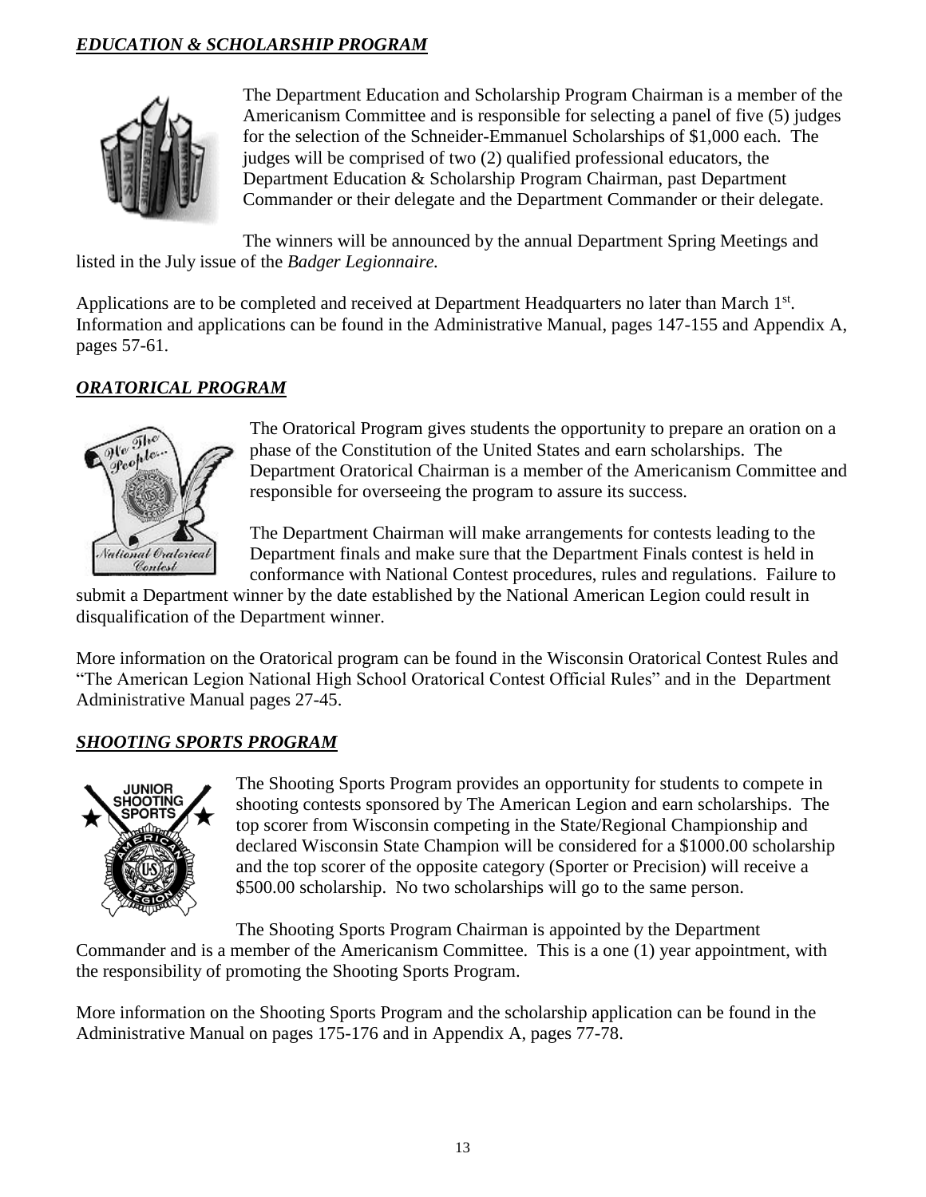***EDUCATION & SCHOLARSHIP PROGRAM***

The Department Education and Scholarship Program Chairman is a member of the Americanism Committee and is responsible for selecting a panel of five (5) judges for the selection of the Schneider-Emmanuel Scholarships of $1,000 each. The judges will be comprised of two (2) qualified professional educators, the Department Education & Scholarship Program Chairman, past Department Commander or their delegate and the Department Commander or their delegate.

The winners will be announced by the annual Department Spring Meetings and listed in the July issue of the *Badger Legionnaire.*

Applications are to be completed and received at Department Headquarters no later than March 1st. Information and applications can be found in the Administrative Manual, pages 147-155 and Appendix A, pages 57-61.

***ORATORICAL PROGRAM***

The Oratorical Program gives students the opportunity to prepare an oration on a phase of the Constitution of the United States and earn scholarships. The Department Oratorical Chairman is a member of the Americanism Committee and responsible for overseeing the program to assure its success.

The Department Chairman will make arrangements for contests leading to the Department finals and make sure that the Department Finals contest is held in conformance with National Contest procedures, rules and regulations. Failure to submit a Department winner by the date established by the National American Legion could result in disqualification of the Department winner.

More information on the Oratorical program can be found in the Wisconsin Oratorical Contest Rules and "The American Legion National High School Oratorical Contest Official Rules" and in the Department Administrative Manual pages 27-45.

***SHOOTING SPORTS PROGRAM***

The Shooting Sports Program provides an opportunity for students to compete in shooting contests sponsored by The American Legion and earn scholarships. The top scorer from Wisconsin competing in the State/Regional Championship and declared Wisconsin State Champion will be considered for a $1000.00 scholarship and the top scorer of the opposite category (Sporter or Precision) will receive a $500.00 scholarship. No two scholarships will go to the same person.

The Shooting Sports Program Chairman is appointed by the Department Commander and is a member of the Americanism Committee. This is a one (1) year appointment, with the responsibility of promoting the Shooting Sports Program.

More information on the Shooting Sports Program and the scholarship application can be found in the Administrative Manual on pages 175-176 and in Appendix A, pages 77-78.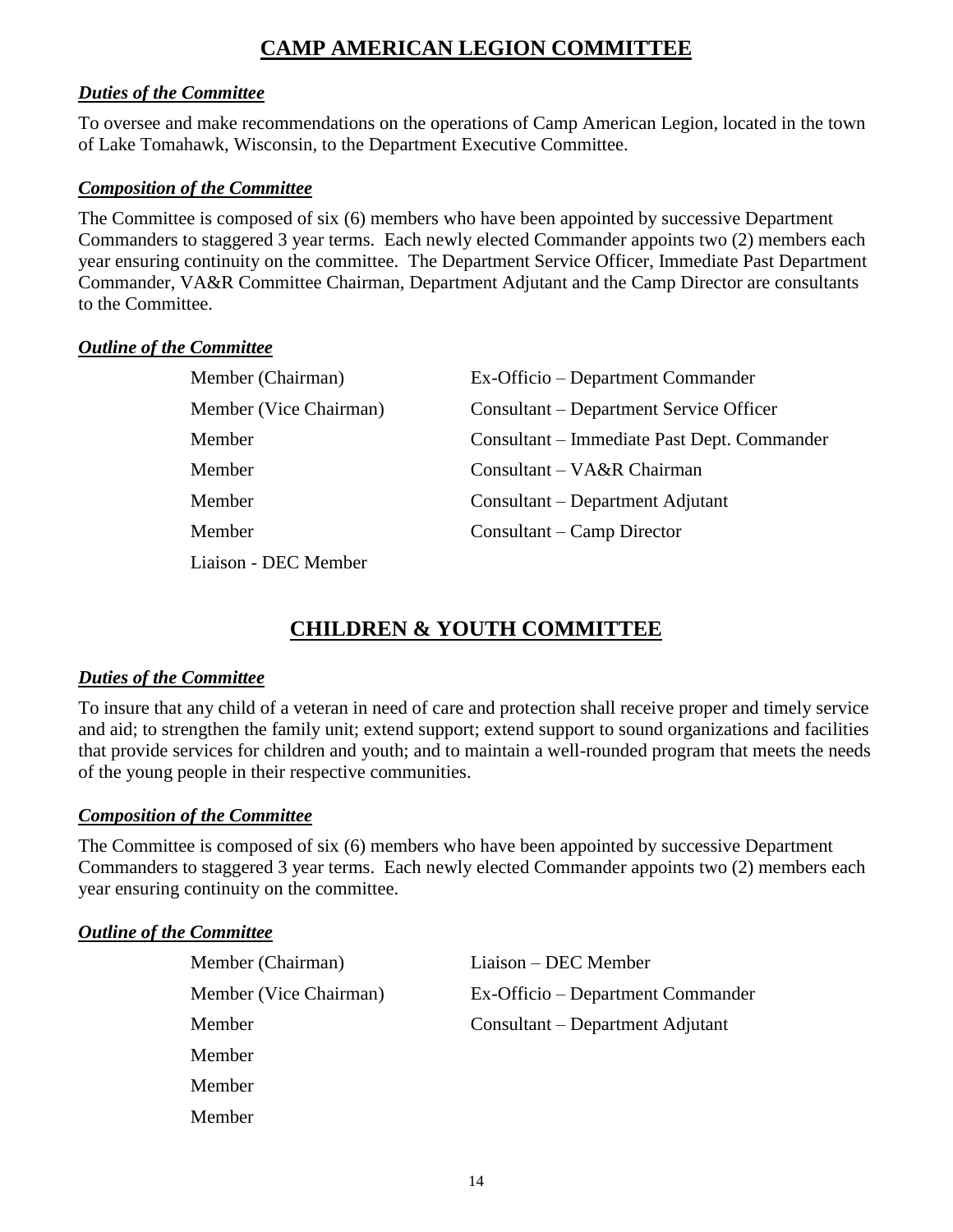# CAMP AMERICAN LEGION COMMITTEE

***Duties of the Committee***

To oversee and make recommendations on the operations of Camp American Legion, located in the town of Lake Tomahawk, Wisconsin, to the Department Executive Committee.

***Composition of the Committee***

The Committee is composed of six (6) members who have been appointed by successive Department Commanders to staggered 3 year terms. Each newly elected Commander appoints two (2) members each year ensuring continuity on the committee. The Department Service Officer, Immediate Past Department Commander, VA&R Committee Chairman, Department Adjutant and the Camp Director are consultants to the Committee.

***Outline of the Committee***

| | |
|---|---|
| Member (Chairman) | Ex-Officio – Department Commander |
| Member (Vice Chairman) | Consultant – Department Service Officer |
| Member | Consultant – Immediate Past Dept. Commander |
| Member | Consultant – VA&R Chairman |
| Member | Consultant – Department Adjutant |
| Member | Consultant – Camp Director |
| Liaison - DEC Member | |

# CHILDREN & YOUTH COMMITTEE

***Duties of the Committee***

To insure that any child of a veteran in need of care and protection shall receive proper and timely service and aid; to strengthen the family unit; extend support; extend support to sound organizations and facilities that provide services for children and youth; and to maintain a well-rounded program that meets the needs of the young people in their respective communities.

***Composition of the Committee***

The Committee is composed of six (6) members who have been appointed by successive Department Commanders to staggered 3 year terms. Each newly elected Commander appoints two (2) members each year ensuring continuity on the committee.

***Outline of the Committee***

| | |
|---|---|
| Member (Chairman) | Liaison – DEC Member |
| Member (Vice Chairman) | Ex-Officio – Department Commander |
| Member | Consultant – Department Adjutant |
| Member | |
| Member | |
| Member | |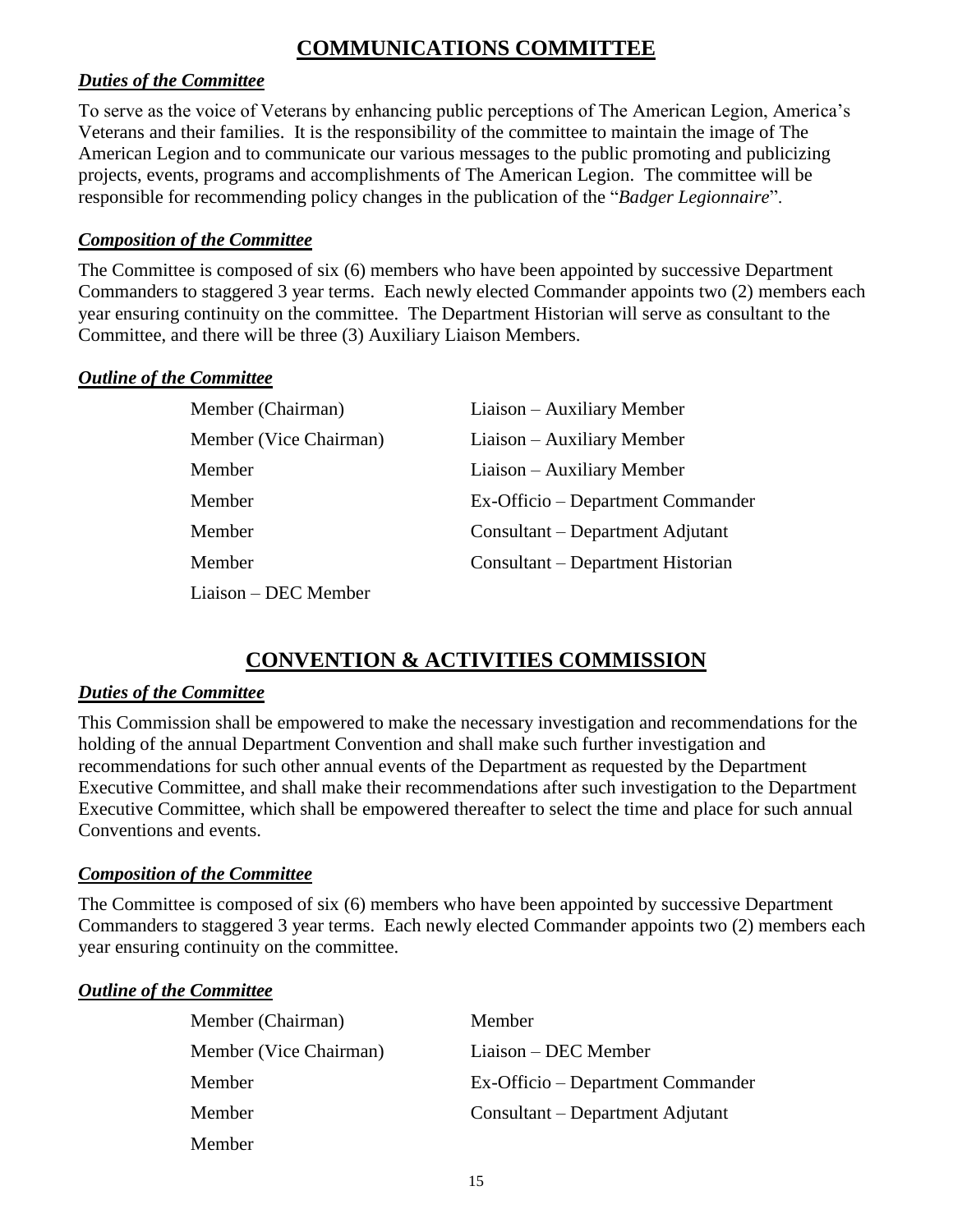# COMMUNICATIONS COMMITTEE

***Duties of the Committee***

To serve as the voice of Veterans by enhancing public perceptions of The American Legion, America's Veterans and their families. It is the responsibility of the committee to maintain the image of The American Legion and to communicate our various messages to the public promoting and publicizing projects, events, programs and accomplishments of The American Legion. The committee will be responsible for recommending policy changes in the publication of the "*Badger Legionnaire*".

***Composition of the Committee***

The Committee is composed of six (6) members who have been appointed by successive Department Commanders to staggered 3 year terms. Each newly elected Commander appoints two (2) members each year ensuring continuity on the committee. The Department Historian will serve as consultant to the Committee, and there will be three (3) Auxiliary Liaison Members.

***Outline of the Committee***

| | |
|---|---|
| Member (Chairman) | Liaison – Auxiliary Member |
| Member (Vice Chairman) | Liaison – Auxiliary Member |
| Member | Liaison – Auxiliary Member |
| Member | Ex-Officio – Department Commander |
| Member | Consultant – Department Adjutant |
| Member | Consultant – Department Historian |
| Liaison – DEC Member | |

# CONVENTION & ACTIVITIES COMMISSION

***Duties of the Committee***

This Commission shall be empowered to make the necessary investigation and recommendations for the holding of the annual Department Convention and shall make such further investigation and recommendations for such other annual events of the Department as requested by the Department Executive Committee, and shall make their recommendations after such investigation to the Department Executive Committee, which shall be empowered thereafter to select the time and place for such annual Conventions and events.

***Composition of the Committee***

The Committee is composed of six (6) members who have been appointed by successive Department Commanders to staggered 3 year terms. Each newly elected Commander appoints two (2) members each year ensuring continuity on the committee.

***Outline of the Committee***

| | |
|---|---|
| Member (Chairman) | Member |
| Member (Vice Chairman) | Liaison – DEC Member |
| Member | Ex-Officio – Department Commander |
| Member | Consultant – Department Adjutant |
| Member | |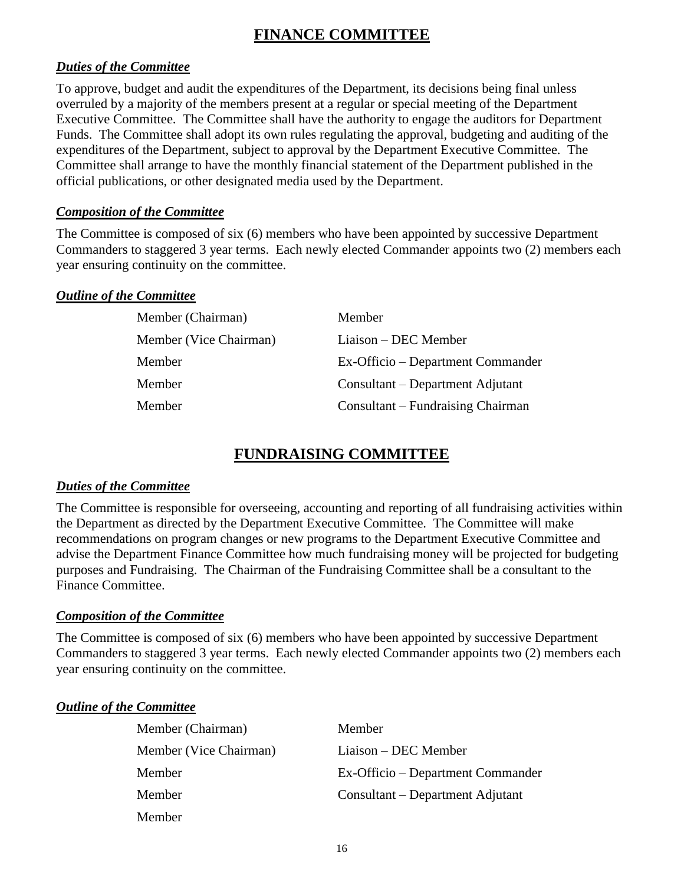# FINANCE COMMITTEE

***Duties of the Committee***

To approve, budget and audit the expenditures of the Department, its decisions being final unless overruled by a majority of the members present at a regular or special meeting of the Department Executive Committee. The Committee shall have the authority to engage the auditors for Department Funds. The Committee shall adopt its own rules regulating the approval, budgeting and auditing of the expenditures of the Department, subject to approval by the Department Executive Committee. The Committee shall arrange to have the monthly financial statement of the Department published in the official publications, or other designated media used by the Department.

***Composition of the Committee***

The Committee is composed of six (6) members who have been appointed by successive Department Commanders to staggered 3 year terms. Each newly elected Commander appoints two (2) members each year ensuring continuity on the committee.

***Outline of the Committee***

| | |
|---|---|
| Member (Chairman) | Member |
| Member (Vice Chairman) | Liaison – DEC Member |
| Member | Ex-Officio – Department Commander |
| Member | Consultant – Department Adjutant |
| Member | Consultant – Fundraising Chairman |

# FUNDRAISING COMMITTEE

***Duties of the Committee***

The Committee is responsible for overseeing, accounting and reporting of all fundraising activities within the Department as directed by the Department Executive Committee. The Committee will make recommendations on program changes or new programs to the Department Executive Committee and advise the Department Finance Committee how much fundraising money will be projected for budgeting purposes and Fundraising. The Chairman of the Fundraising Committee shall be a consultant to the Finance Committee.

***Composition of the Committee***

The Committee is composed of six (6) members who have been appointed by successive Department Commanders to staggered 3 year terms. Each newly elected Commander appoints two (2) members each year ensuring continuity on the committee.

***Outline of the Committee***

| | |
|---|---|
| Member (Chairman) | Member |
| Member (Vice Chairman) | Liaison – DEC Member |
| Member | Ex-Officio – Department Commander |
| Member | Consultant – Department Adjutant |
| Member | |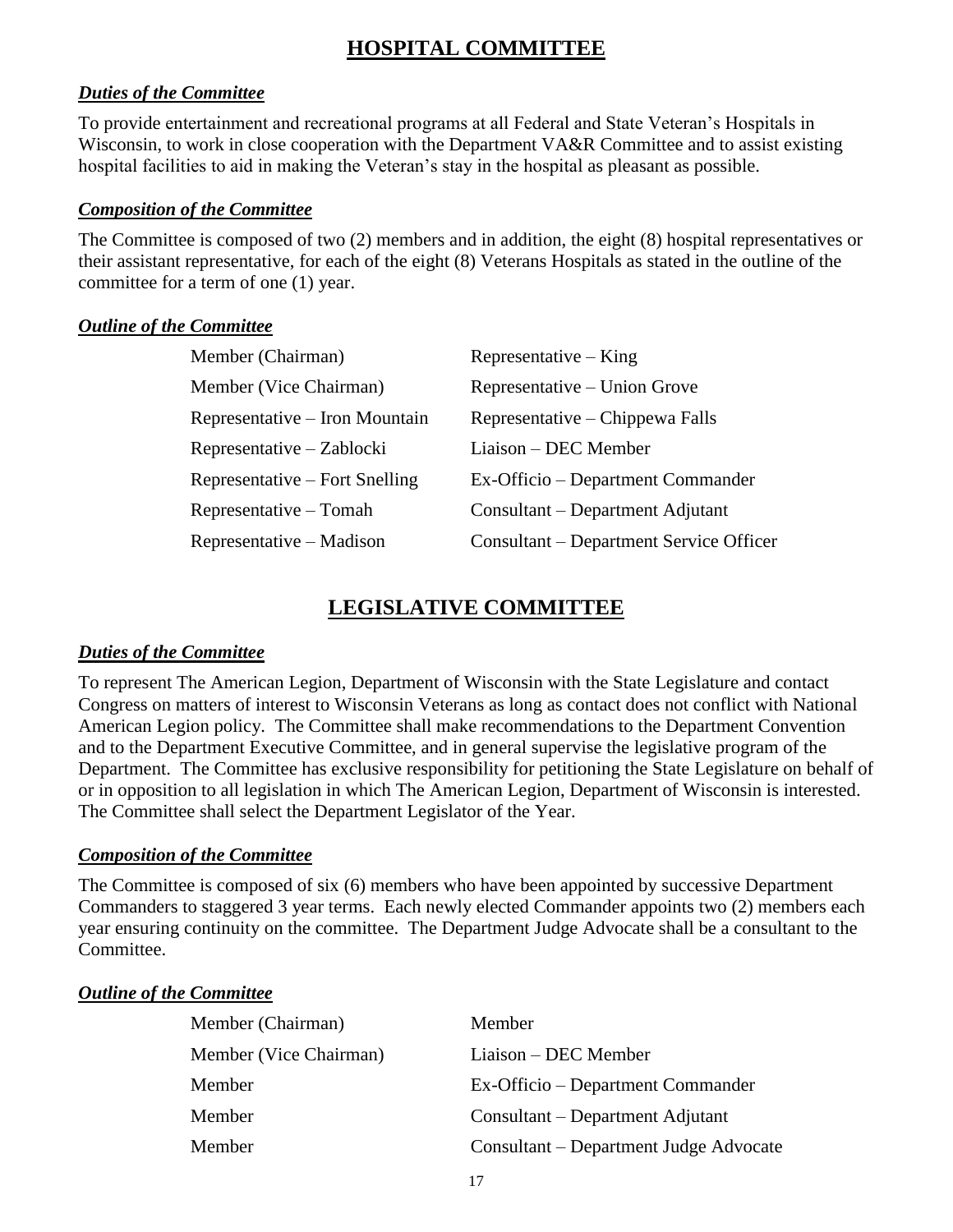## HOSPITAL COMMITTEE

### *Duties of the Committee*

To provide entertainment and recreational programs at all Federal and State Veteran's Hospitals in Wisconsin, to work in close cooperation with the Department VA&R Committee and to assist existing hospital facilities to aid in making the Veteran's stay in the hospital as pleasant as possible.

### *Composition of the Committee*

The Committee is composed of two (2) members and in addition, the eight (8) hospital representatives or their assistant representative, for each of the eight (8) Veterans Hospitals as stated in the outline of the committee for a term of one (1) year.

### *Outline of the Committee*

| | |
|---|---|
| Member (Chairman) | Representative – King |
| Member (Vice Chairman) | Representative – Union Grove |
| Representative – Iron Mountain | Representative – Chippewa Falls |
| Representative – Zablocki | Liaison – DEC Member |
| Representative – Fort Snelling | Ex-Officio – Department Commander |
| Representative – Tomah | Consultant – Department Adjutant |
| Representative – Madison | Consultant – Department Service Officer |

## LEGISLATIVE COMMITTEE

### *Duties of the Committee*

To represent The American Legion, Department of Wisconsin with the State Legislature and contact Congress on matters of interest to Wisconsin Veterans as long as contact does not conflict with National American Legion policy. The Committee shall make recommendations to the Department Convention and to the Department Executive Committee, and in general supervise the legislative program of the Department. The Committee has exclusive responsibility for petitioning the State Legislature on behalf of or in opposition to all legislation in which The American Legion, Department of Wisconsin is interested. The Committee shall select the Department Legislator of the Year.

### *Composition of the Committee*

The Committee is composed of six (6) members who have been appointed by successive Department Commanders to staggered 3 year terms. Each newly elected Commander appoints two (2) members each year ensuring continuity on the committee. The Department Judge Advocate shall be a consultant to the Committee.

### *Outline of the Committee*

| | |
|---|---|
| Member (Chairman) | Member |
| Member (Vice Chairman) | Liaison – DEC Member |
| Member | Ex-Officio – Department Commander |
| Member | Consultant – Department Adjutant |
| Member | Consultant – Department Judge Advocate |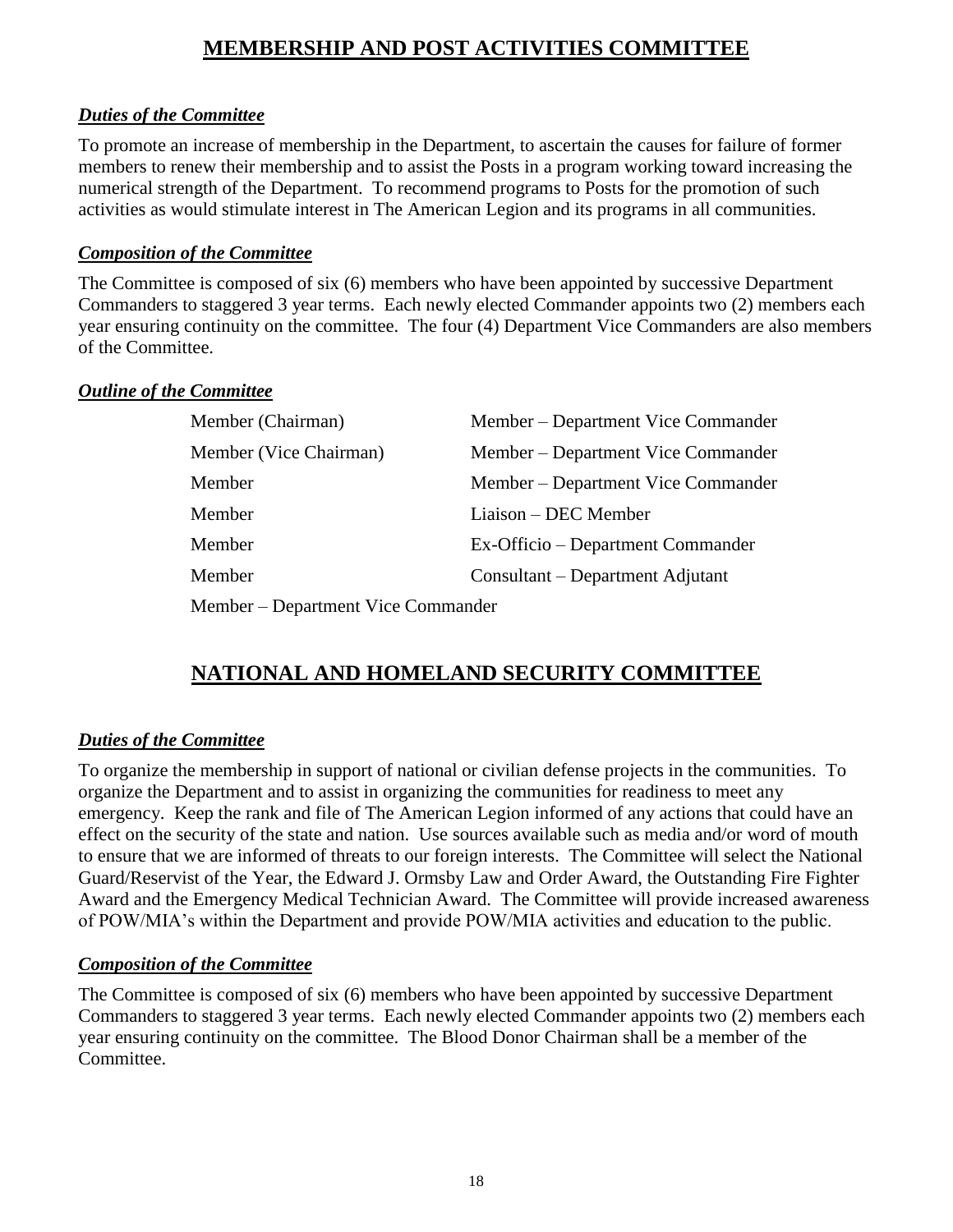# MEMBERSHIP AND POST ACTIVITIES COMMITTEE

### *Duties of the Committee*

To promote an increase of membership in the Department, to ascertain the causes for failure of former members to renew their membership and to assist the Posts in a program working toward increasing the numerical strength of the Department. To recommend programs to Posts for the promotion of such activities as would stimulate interest in The American Legion and its programs in all communities.

### *Composition of the Committee*

The Committee is composed of six (6) members who have been appointed by successive Department Commanders to staggered 3 year terms. Each newly elected Commander appoints two (2) members each year ensuring continuity on the committee. The four (4) Department Vice Commanders are also members of the Committee.

### *Outline of the Committee*

| | |
|---|---|
| Member (Chairman) | Member – Department Vice Commander |
| Member (Vice Chairman) | Member – Department Vice Commander |
| Member | Member – Department Vice Commander |
| Member | Liaison – DEC Member |
| Member | Ex-Officio – Department Commander |
| Member | Consultant – Department Adjutant |
| Member – Department Vice Commander | |

# NATIONAL AND HOMELAND SECURITY COMMITTEE

### *Duties of the Committee*

To organize the membership in support of national or civilian defense projects in the communities. To organize the Department and to assist in organizing the communities for readiness to meet any emergency. Keep the rank and file of The American Legion informed of any actions that could have an effect on the security of the state and nation. Use sources available such as media and/or word of mouth to ensure that we are informed of threats to our foreign interests. The Committee will select the National Guard/Reservist of the Year, the Edward J. Ormsby Law and Order Award, the Outstanding Fire Fighter Award and the Emergency Medical Technician Award. The Committee will provide increased awareness of POW/MIA's within the Department and provide POW/MIA activities and education to the public.

### *Composition of the Committee*

The Committee is composed of six (6) members who have been appointed by successive Department Commanders to staggered 3 year terms. Each newly elected Commander appoints two (2) members each year ensuring continuity on the committee. The Blood Donor Chairman shall be a member of the Committee.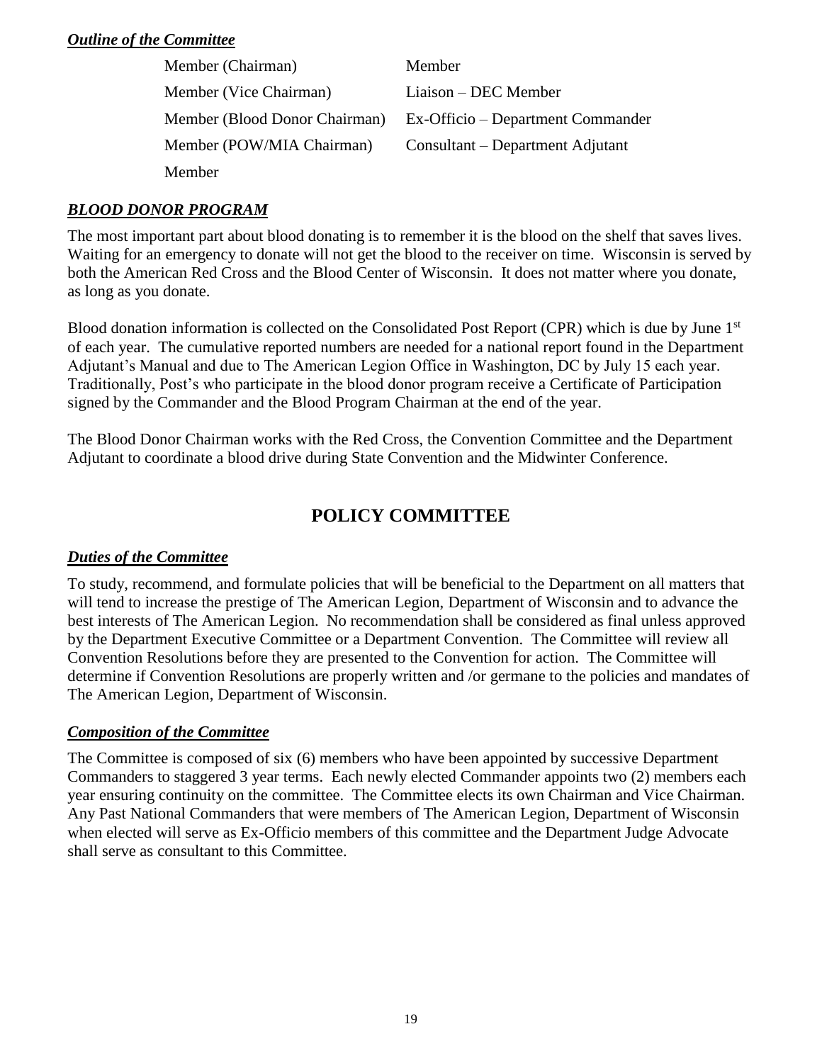***Outline of the Committee***

| | |
|---|---|
| Member (Chairman) | Member |
| Member (Vice Chairman) | Liaison – DEC Member |
| Member (Blood Donor Chairman) | Ex-Officio – Department Commander |
| Member (POW/MIA Chairman) | Consultant – Department Adjutant |
| Member | |

***BLOOD DONOR PROGRAM***

The most important part about blood donating is to remember it is the blood on the shelf that saves lives. Waiting for an emergency to donate will not get the blood to the receiver on time. Wisconsin is served by both the American Red Cross and the Blood Center of Wisconsin. It does not matter where you donate, as long as you donate.

Blood donation information is collected on the Consolidated Post Report (CPR) which is due by June 1st of each year. The cumulative reported numbers are needed for a national report found in the Department Adjutant's Manual and due to The American Legion Office in Washington, DC by July 15 each year. Traditionally, Post's who participate in the blood donor program receive a Certificate of Participation signed by the Commander and the Blood Program Chairman at the end of the year.

The Blood Donor Chairman works with the Red Cross, the Convention Committee and the Department Adjutant to coordinate a blood drive during State Convention and the Midwinter Conference.

## POLICY COMMITTEE

***Duties of the Committee***

To study, recommend, and formulate policies that will be beneficial to the Department on all matters that will tend to increase the prestige of The American Legion, Department of Wisconsin and to advance the best interests of The American Legion. No recommendation shall be considered as final unless approved by the Department Executive Committee or a Department Convention. The Committee will review all Convention Resolutions before they are presented to the Convention for action. The Committee will determine if Convention Resolutions are properly written and /or germane to the policies and mandates of The American Legion, Department of Wisconsin.

***Composition of the Committee***

The Committee is composed of six (6) members who have been appointed by successive Department Commanders to staggered 3 year terms. Each newly elected Commander appoints two (2) members each year ensuring continuity on the committee. The Committee elects its own Chairman and Vice Chairman. Any Past National Commanders that were members of The American Legion, Department of Wisconsin when elected will serve as Ex-Officio members of this committee and the Department Judge Advocate shall serve as consultant to this Committee.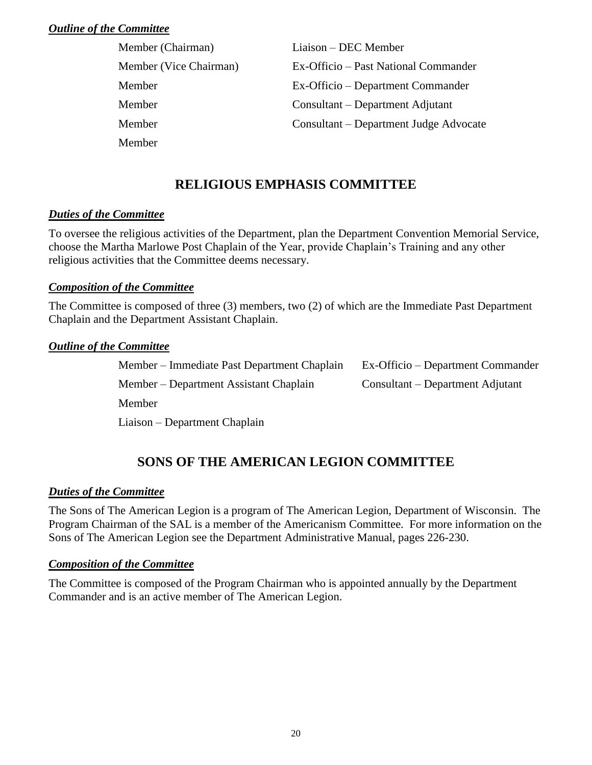***Outline of the Committee***

| | |
|---|---|
| Member (Chairman) | Liaison – DEC Member |
| Member (Vice Chairman) | Ex-Officio – Past National Commander |
| Member | Ex-Officio – Department Commander |
| Member | Consultant – Department Adjutant |
| Member | Consultant – Department Judge Advocate |
| Member | |

## RELIGIOUS EMPHASIS COMMITTEE

***Duties of the Committee***

To oversee the religious activities of the Department, plan the Department Convention Memorial Service, choose the Martha Marlowe Post Chaplain of the Year, provide Chaplain's Training and any other religious activities that the Committee deems necessary.

***Composition of the Committee***

The Committee is composed of three (3) members, two (2) of which are the Immediate Past Department Chaplain and the Department Assistant Chaplain.

***Outline of the Committee***

| | |
|---|---|
| Member – Immediate Past Department Chaplain | Ex-Officio – Department Commander |
| Member – Department Assistant Chaplain | Consultant – Department Adjutant |
| Member | |
| Liaison – Department Chaplain | |

## SONS OF THE AMERICAN LEGION COMMITTEE

***Duties of the Committee***

The Sons of The American Legion is a program of The American Legion, Department of Wisconsin. The Program Chairman of the SAL is a member of the Americanism Committee. For more information on the Sons of The American Legion see the Department Administrative Manual, pages 226-230.

***Composition of the Committee***

The Committee is composed of the Program Chairman who is appointed annually by the Department Commander and is an active member of The American Legion.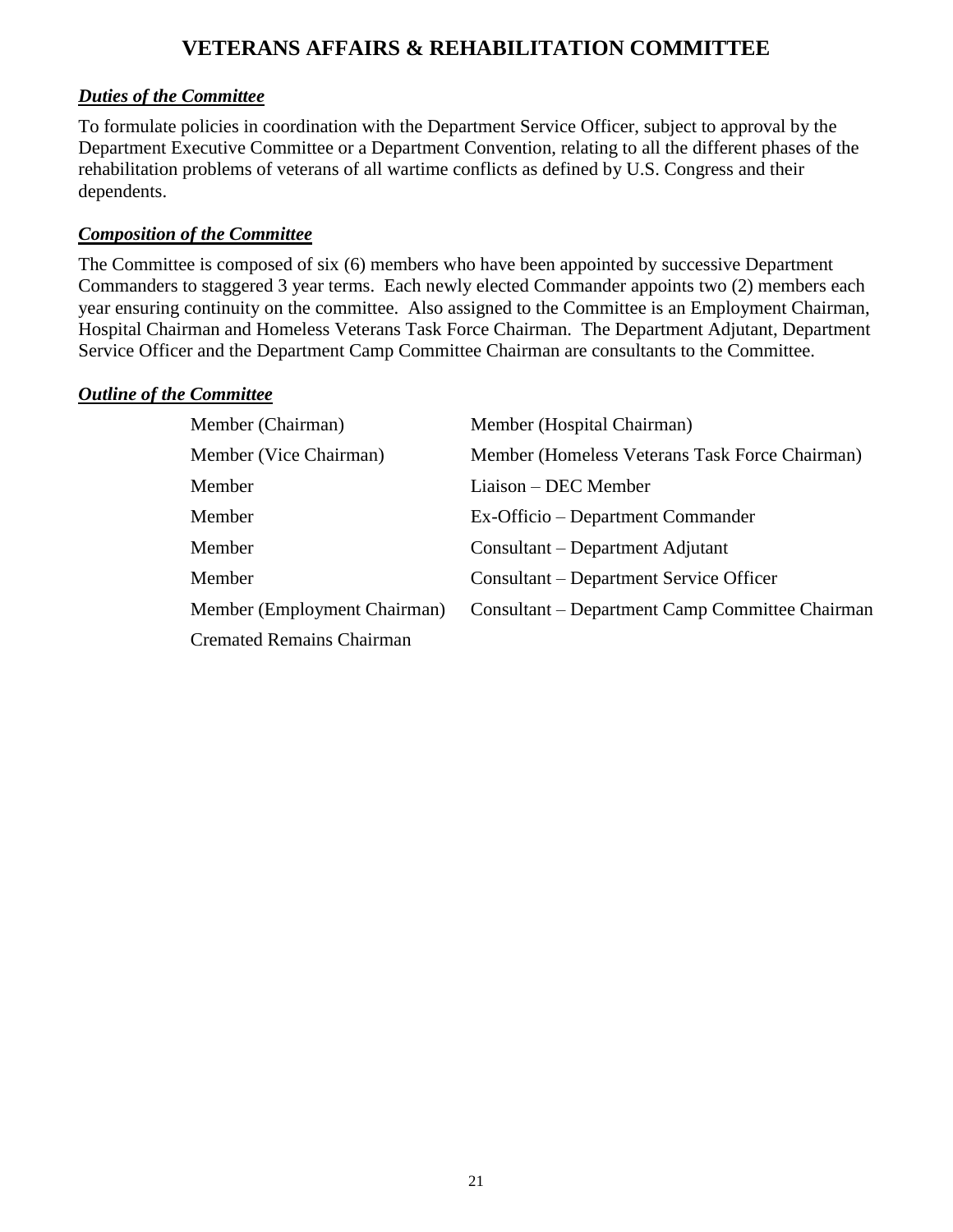# VETERANS AFFAIRS & REHABILITATION COMMITTEE

***Duties of the Committee***

To formulate policies in coordination with the Department Service Officer, subject to approval by the Department Executive Committee or a Department Convention, relating to all the different phases of the rehabilitation problems of veterans of all wartime conflicts as defined by U.S. Congress and their dependents.

***Composition of the Committee***

The Committee is composed of six (6) members who have been appointed by successive Department Commanders to staggered 3 year terms. Each newly elected Commander appoints two (2) members each year ensuring continuity on the committee. Also assigned to the Committee is an Employment Chairman, Hospital Chairman and Homeless Veterans Task Force Chairman. The Department Adjutant, Department Service Officer and the Department Camp Committee Chairman are consultants to the Committee.

***Outline of the Committee***

| | |
|---|---|
| Member (Chairman) | Member (Hospital Chairman) |
| Member (Vice Chairman) | Member (Homeless Veterans Task Force Chairman) |
| Member | Liaison – DEC Member |
| Member | Ex-Officio – Department Commander |
| Member | Consultant – Department Adjutant |
| Member | Consultant – Department Service Officer |
| Member (Employment Chairman) | Consultant – Department Camp Committee Chairman |
| Cremated Remains Chairman | |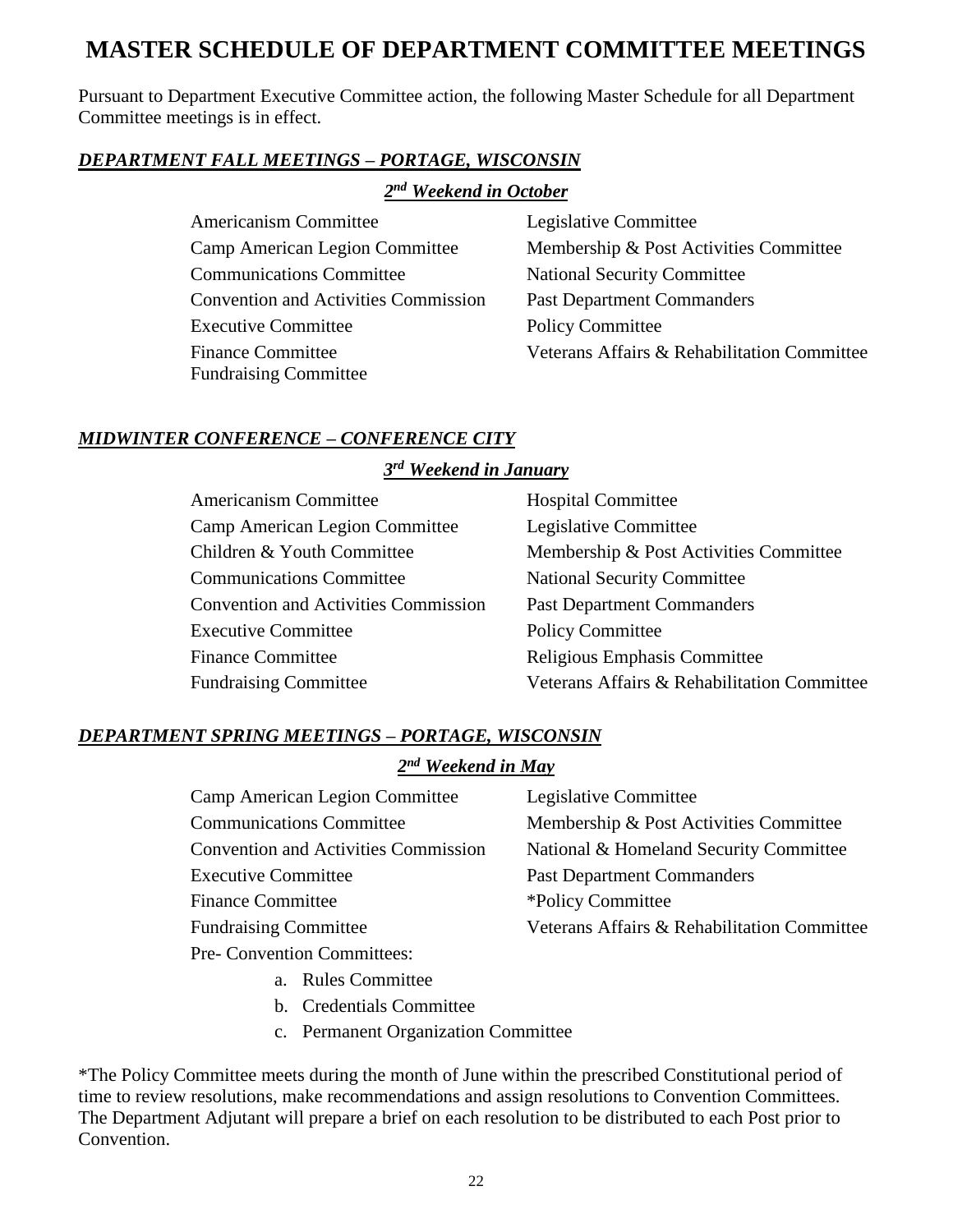# MASTER SCHEDULE OF DEPARTMENT COMMITTEE MEETINGS

Pursuant to Department Executive Committee action, the following Master Schedule for all Department Committee meetings is in effect.

***DEPARTMENT FALL MEETINGS – PORTAGE, WISCONSIN***

***2nd Weekend in October***

- Americanism Committee
- Camp American Legion Committee
- Communications Committee
- Convention and Activities Commission
- Executive Committee
- Finance Committee
- Fundraising Committee
- Legislative Committee
- Membership & Post Activities Committee
- National Security Committee
- Past Department Commanders
- Policy Committee
- Veterans Affairs & Rehabilitation Committee

***MIDWINTER CONFERENCE – CONFERENCE CITY***

***3rd Weekend in January***

- Americanism Committee
- Camp American Legion Committee
- Children & Youth Committee
- Communications Committee
- Convention and Activities Commission
- Executive Committee
- Finance Committee
- Fundraising Committee
- Hospital Committee
- Legislative Committee
- Membership & Post Activities Committee
- National Security Committee
- Past Department Commanders
- Policy Committee
- Religious Emphasis Committee
- Veterans Affairs & Rehabilitation Committee

***DEPARTMENT SPRING MEETINGS – PORTAGE, WISCONSIN***

***2nd Weekend in May***

- Camp American Legion Committee
- Communications Committee
- Convention and Activities Commission
- Executive Committee
- Finance Committee
- Fundraising Committee
- Pre- Convention Committees:
  a. Rules Committee
  b. Credentials Committee
  c. Permanent Organization Committee
- Legislative Committee
- Membership & Post Activities Committee
- National & Homeland Security Committee
- Past Department Commanders
- *Policy Committee
- Veterans Affairs & Rehabilitation Committee

*The Policy Committee meets during the month of June within the prescribed Constitutional period of time to review resolutions, make recommendations and assign resolutions to Convention Committees. The Department Adjutant will prepare a brief on each resolution to be distributed to each Post prior to Convention.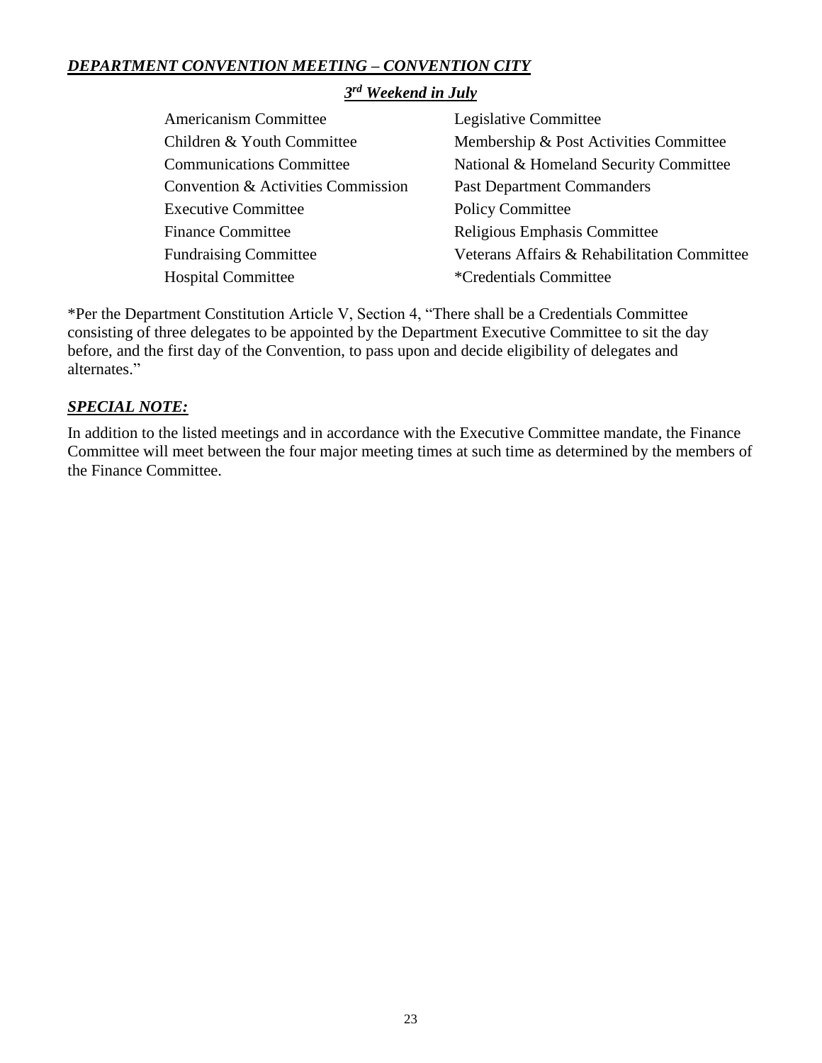***DEPARTMENT CONVENTION MEETING – CONVENTION CITY***

***3rd Weekend in July***

- Americanism Committee
- Children & Youth Committee
- Communications Committee
- Convention & Activities Commission
- Executive Committee
- Finance Committee
- Fundraising Committee
- Hospital Committee
- Legislative Committee
- Membership & Post Activities Committee
- National & Homeland Security Committee
- Past Department Commanders
- Policy Committee
- Religious Emphasis Committee
- Veterans Affairs & Rehabilitation Committee
- *Credentials Committee

*Per the Department Constitution Article V, Section 4, "There shall be a Credentials Committee consisting of three delegates to be appointed by the Department Executive Committee to sit the day before, and the first day of the Convention, to pass upon and decide eligibility of delegates and alternates."

***SPECIAL NOTE:***

In addition to the listed meetings and in accordance with the Executive Committee mandate, the Finance Committee will meet between the four major meeting times at such time as determined by the members of the Finance Committee.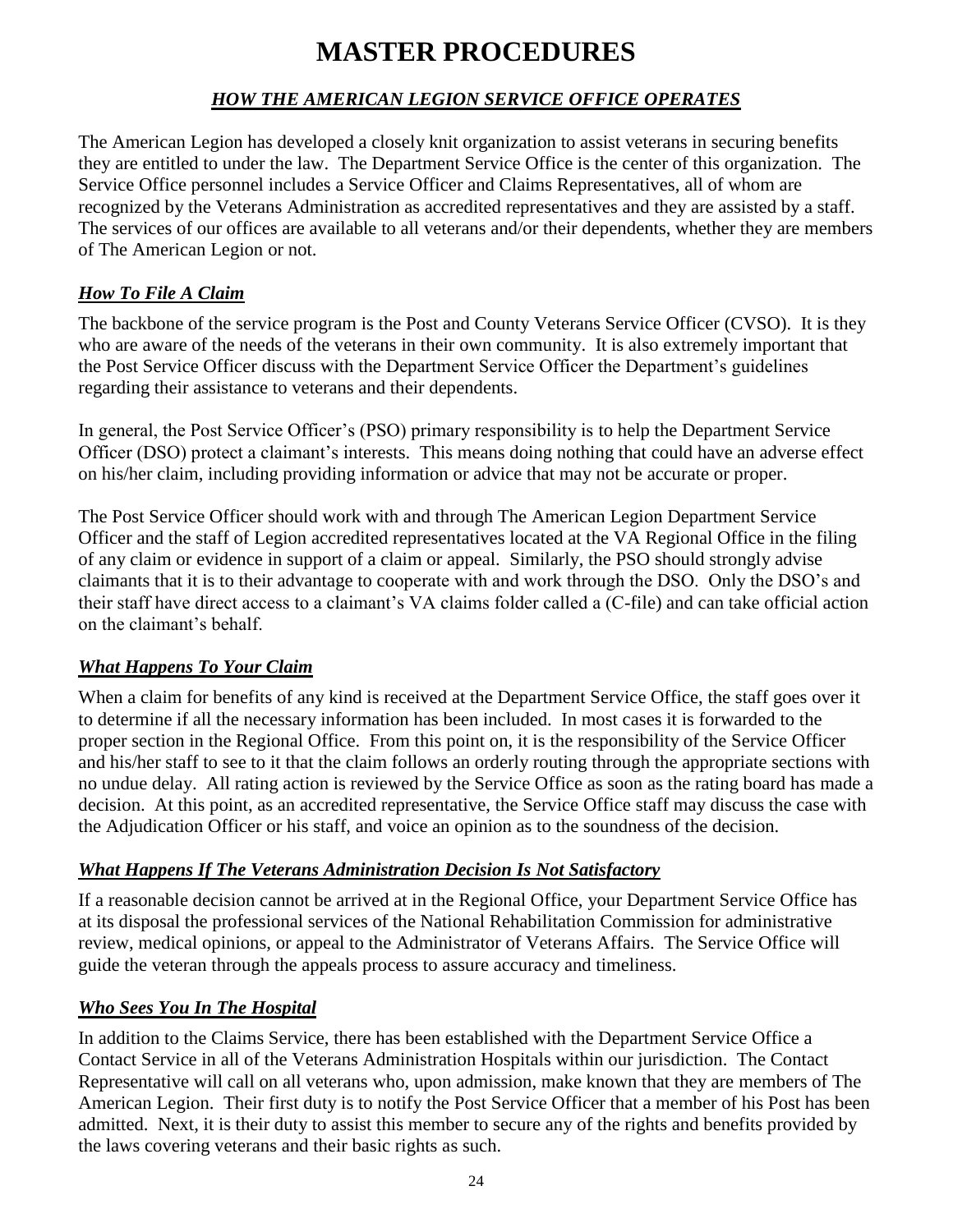# MASTER PROCEDURES

## ***HOW THE AMERICAN LEGION SERVICE OFFICE OPERATES***

The American Legion has developed a closely knit organization to assist veterans in securing benefits they are entitled to under the law. The Department Service Office is the center of this organization. The Service Office personnel includes a Service Officer and Claims Representatives, all of whom are recognized by the Veterans Administration as accredited representatives and they are assisted by a staff. The services of our offices are available to all veterans and/or their dependents, whether they are members of The American Legion or not.

### ***How To File A Claim***

The backbone of the service program is the Post and County Veterans Service Officer (CVSO). It is they who are aware of the needs of the veterans in their own community. It is also extremely important that the Post Service Officer discuss with the Department Service Officer the Department's guidelines regarding their assistance to veterans and their dependents.

In general, the Post Service Officer's (PSO) primary responsibility is to help the Department Service Officer (DSO) protect a claimant's interests. This means doing nothing that could have an adverse effect on his/her claim, including providing information or advice that may not be accurate or proper.

The Post Service Officer should work with and through The American Legion Department Service Officer and the staff of Legion accredited representatives located at the VA Regional Office in the filing of any claim or evidence in support of a claim or appeal. Similarly, the PSO should strongly advise claimants that it is to their advantage to cooperate with and work through the DSO. Only the DSO's and their staff have direct access to a claimant's VA claims folder called a (C-file) and can take official action on the claimant's behalf.

### ***What Happens To Your Claim***

When a claim for benefits of any kind is received at the Department Service Office, the staff goes over it to determine if all the necessary information has been included. In most cases it is forwarded to the proper section in the Regional Office. From this point on, it is the responsibility of the Service Officer and his/her staff to see to it that the claim follows an orderly routing through the appropriate sections with no undue delay. All rating action is reviewed by the Service Office as soon as the rating board has made a decision. At this point, as an accredited representative, the Service Office staff may discuss the case with the Adjudication Officer or his staff, and voice an opinion as to the soundness of the decision.

### ***What Happens If The Veterans Administration Decision Is Not Satisfactory***

If a reasonable decision cannot be arrived at in the Regional Office, your Department Service Office has at its disposal the professional services of the National Rehabilitation Commission for administrative review, medical opinions, or appeal to the Administrator of Veterans Affairs. The Service Office will guide the veteran through the appeals process to assure accuracy and timeliness.

### ***Who Sees You In The Hospital***

In addition to the Claims Service, there has been established with the Department Service Office a Contact Service in all of the Veterans Administration Hospitals within our jurisdiction. The Contact Representative will call on all veterans who, upon admission, make known that they are members of The American Legion. Their first duty is to notify the Post Service Officer that a member of his Post has been admitted. Next, it is their duty to assist this member to secure any of the rights and benefits provided by the laws covering veterans and their basic rights as such.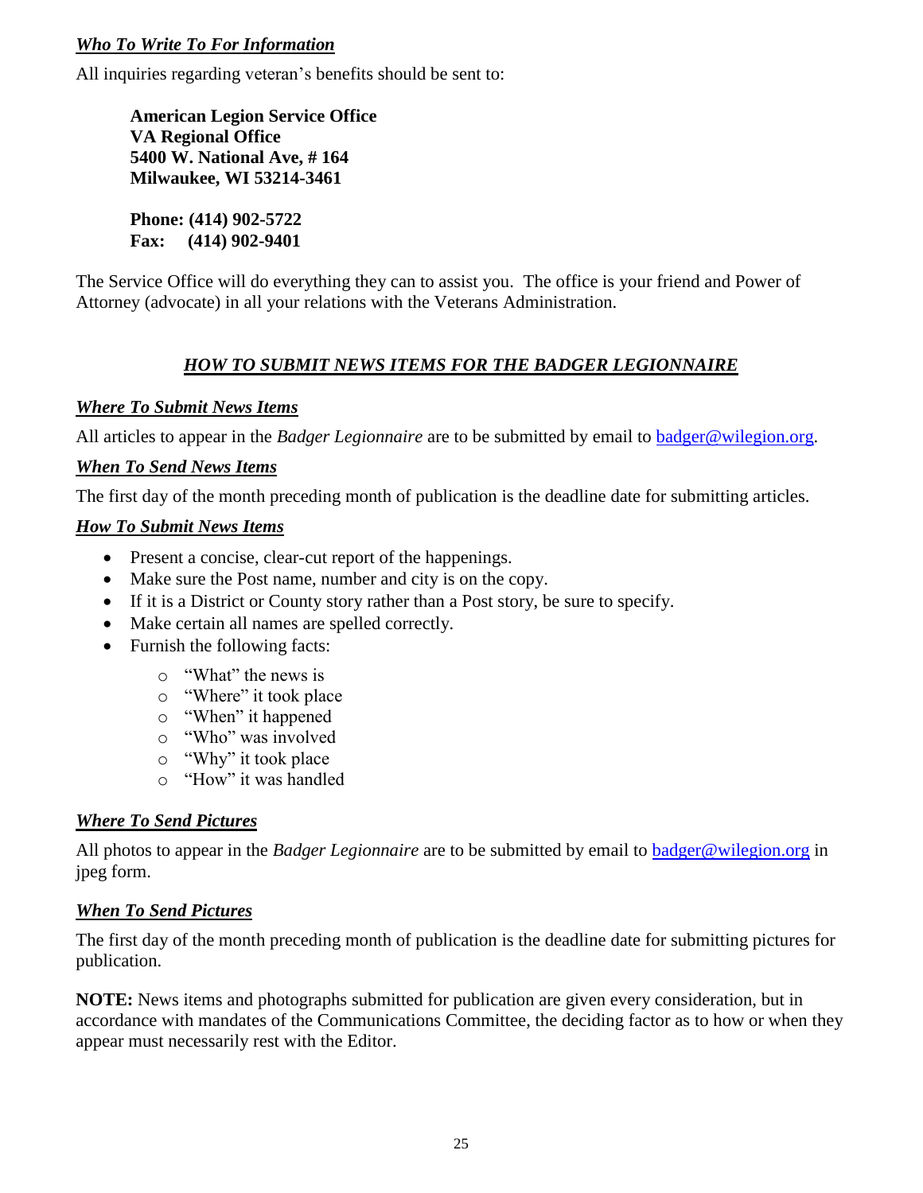### ***Who To Write To For Information***

All inquiries regarding veteran's benefits should be sent to:

**American Legion Service Office**
**VA Regional Office**
**5400 W. National Ave, # 164**
**Milwaukee, WI 53214-3461**

**Phone: (414) 902-5722**
**Fax: (414) 902-9401**

The Service Office will do everything they can to assist you. The office is your friend and Power of Attorney (advocate) in all your relations with the Veterans Administration.

## ***HOW TO SUBMIT NEWS ITEMS FOR THE BADGER LEGIONNAIRE***

### ***Where To Submit News Items***

All articles to appear in the *Badger Legionnaire* are to be submitted by email to badger@wilegion.org.

### ***When To Send News Items***

The first day of the month preceding month of publication is the deadline date for submitting articles.

### ***How To Submit News Items***

- Present a concise, clear-cut report of the happenings.
- Make sure the Post name, number and city is on the copy.
- If it is a District or County story rather than a Post story, be sure to specify.
- Make certain all names are spelled correctly.
- Furnish the following facts:
  - "What" the news is
  - "Where" it took place
  - "When" it happened
  - "Who" was involved
  - "Why" it took place
  - "How" it was handled

### ***Where To Send Pictures***

All photos to appear in the *Badger Legionnaire* are to be submitted by email to badger@wilegion.org in jpeg form.

### ***When To Send Pictures***

The first day of the month preceding month of publication is the deadline date for submitting pictures for publication.

**NOTE:** News items and photographs submitted for publication are given every consideration, but in accordance with mandates of the Communications Committee, the deciding factor as to how or when they appear must necessarily rest with the Editor.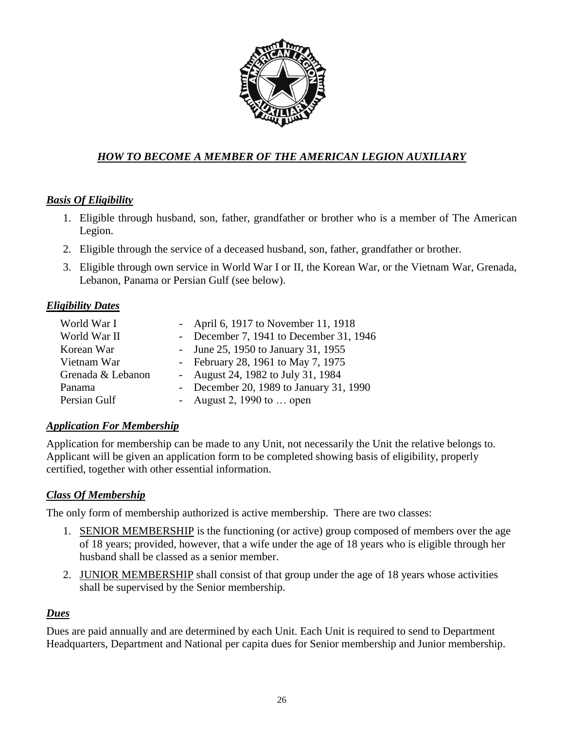# ***HOW TO BECOME A MEMBER OF THE AMERICAN LEGION AUXILIARY***

## ***Basis Of Eligibility***

1. Eligible through husband, son, father, grandfather or brother who is a member of The American Legion.
2. Eligible through the service of a deceased husband, son, father, grandfather or brother.
3. Eligible through own service in World War I or II, the Korean War, or the Vietnam War, Grenada, Lebanon, Panama or Persian Gulf (see below).

## ***Eligibility Dates***

| | |
|---|---|
| World War I | - April 6, 1917 to November 11, 1918 |
| World War II | - December 7, 1941 to December 31, 1946 |
| Korean War | - June 25, 1950 to January 31, 1955 |
| Vietnam War | - February 28, 1961 to May 7, 1975 |
| Grenada & Lebanon | - August 24, 1982 to July 31, 1984 |
| Panama | - December 20, 1989 to January 31, 1990 |
| Persian Gulf | - August 2, 1990 to … open |

## ***Application For Membership***

Application for membership can be made to any Unit, not necessarily the Unit the relative belongs to. Applicant will be given an application form to be completed showing basis of eligibility, properly certified, together with other essential information.

## ***Class Of Membership***

The only form of membership authorized is active membership. There are two classes:

1. SENIOR MEMBERSHIP is the functioning (or active) group composed of members over the age of 18 years; provided, however, that a wife under the age of 18 years who is eligible through her husband shall be classed as a senior member.
2. JUNIOR MEMBERSHIP shall consist of that group under the age of 18 years whose activities shall be supervised by the Senior membership.

## ***Dues***

Dues are paid annually and are determined by each Unit. Each Unit is required to send to Department Headquarters, Department and National per capita dues for Senior membership and Junior membership.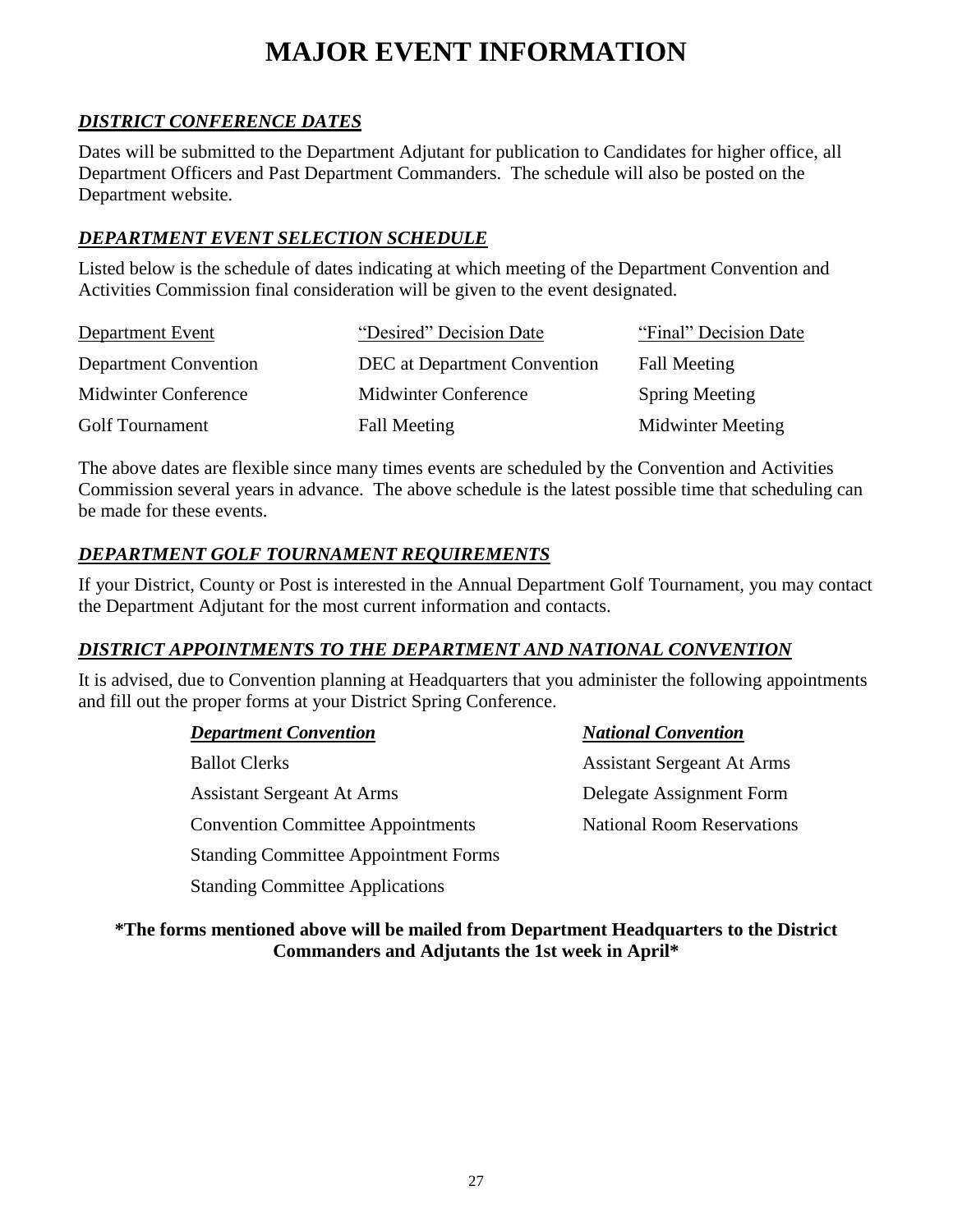# MAJOR EVENT INFORMATION

### *DISTRICT CONFERENCE DATES*

Dates will be submitted to the Department Adjutant for publication to Candidates for higher office, all Department Officers and Past Department Commanders. The schedule will also be posted on the Department website.

### *DEPARTMENT EVENT SELECTION SCHEDULE*

Listed below is the schedule of dates indicating at which meeting of the Department Convention and Activities Commission final consideration will be given to the event designated.

| Department Event | "Desired" Decision Date | "Final" Decision Date |
|---|---|---|
| Department Convention | DEC at Department Convention | Fall Meeting |
| Midwinter Conference | Midwinter Conference | Spring Meeting |
| Golf Tournament | Fall Meeting | Midwinter Meeting |

The above dates are flexible since many times events are scheduled by the Convention and Activities Commission several years in advance. The above schedule is the latest possible time that scheduling can be made for these events.

### *DEPARTMENT GOLF TOURNAMENT REQUIREMENTS*

If your District, County or Post is interested in the Annual Department Golf Tournament, you may contact the Department Adjutant for the most current information and contacts.

### *DISTRICT APPOINTMENTS TO THE DEPARTMENT AND NATIONAL CONVENTION*

It is advised, due to Convention planning at Headquarters that you administer the following appointments and fill out the proper forms at your District Spring Conference.

| ***Department Convention*** | ***National Convention*** |
|---|---|
| Ballot Clerks | Assistant Sergeant At Arms |
| Assistant Sergeant At Arms | Delegate Assignment Form |
| Convention Committee Appointments | National Room Reservations |
| Standing Committee Appointment Forms | |
| Standing Committee Applications | |

**\*The forms mentioned above will be mailed from Department Headquarters to the District Commanders and Adjutants the 1st week in April\***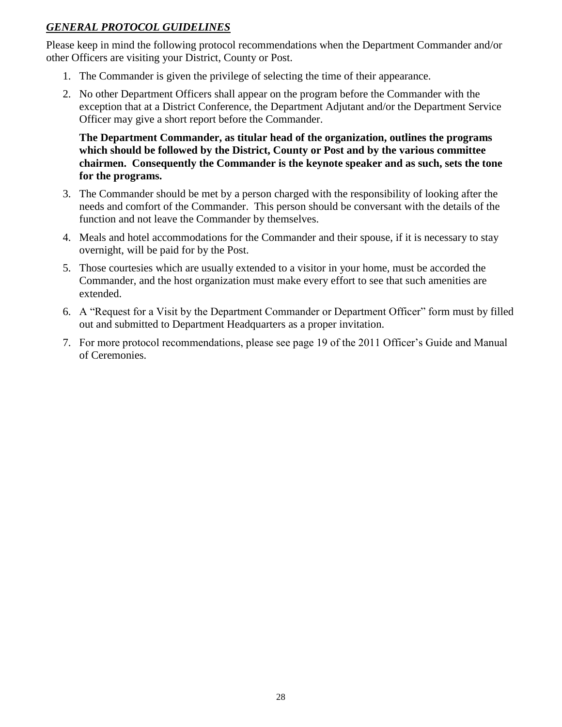***GENERAL PROTOCOL GUIDELINES***

Please keep in mind the following protocol recommendations when the Department Commander and/or other Officers are visiting your District, County or Post.

1. The Commander is given the privilege of selecting the time of their appearance.
2. No other Department Officers shall appear on the program before the Commander with the exception that at a District Conference, the Department Adjutant and/or the Department Service Officer may give a short report before the Commander.

   **The Department Commander, as titular head of the organization, outlines the programs which should be followed by the District, County or Post and by the various committee chairmen. Consequently the Commander is the keynote speaker and as such, sets the tone for the programs.**

3. The Commander should be met by a person charged with the responsibility of looking after the needs and comfort of the Commander. This person should be conversant with the details of the function and not leave the Commander by themselves.
4. Meals and hotel accommodations for the Commander and their spouse, if it is necessary to stay overnight, will be paid for by the Post.
5. Those courtesies which are usually extended to a visitor in your home, must be accorded the Commander, and the host organization must make every effort to see that such amenities are extended.
6. A "Request for a Visit by the Department Commander or Department Officer" form must by filled out and submitted to Department Headquarters as a proper invitation.
7. For more protocol recommendations, please see page 19 of the 2011 Officer's Guide and Manual of Ceremonies.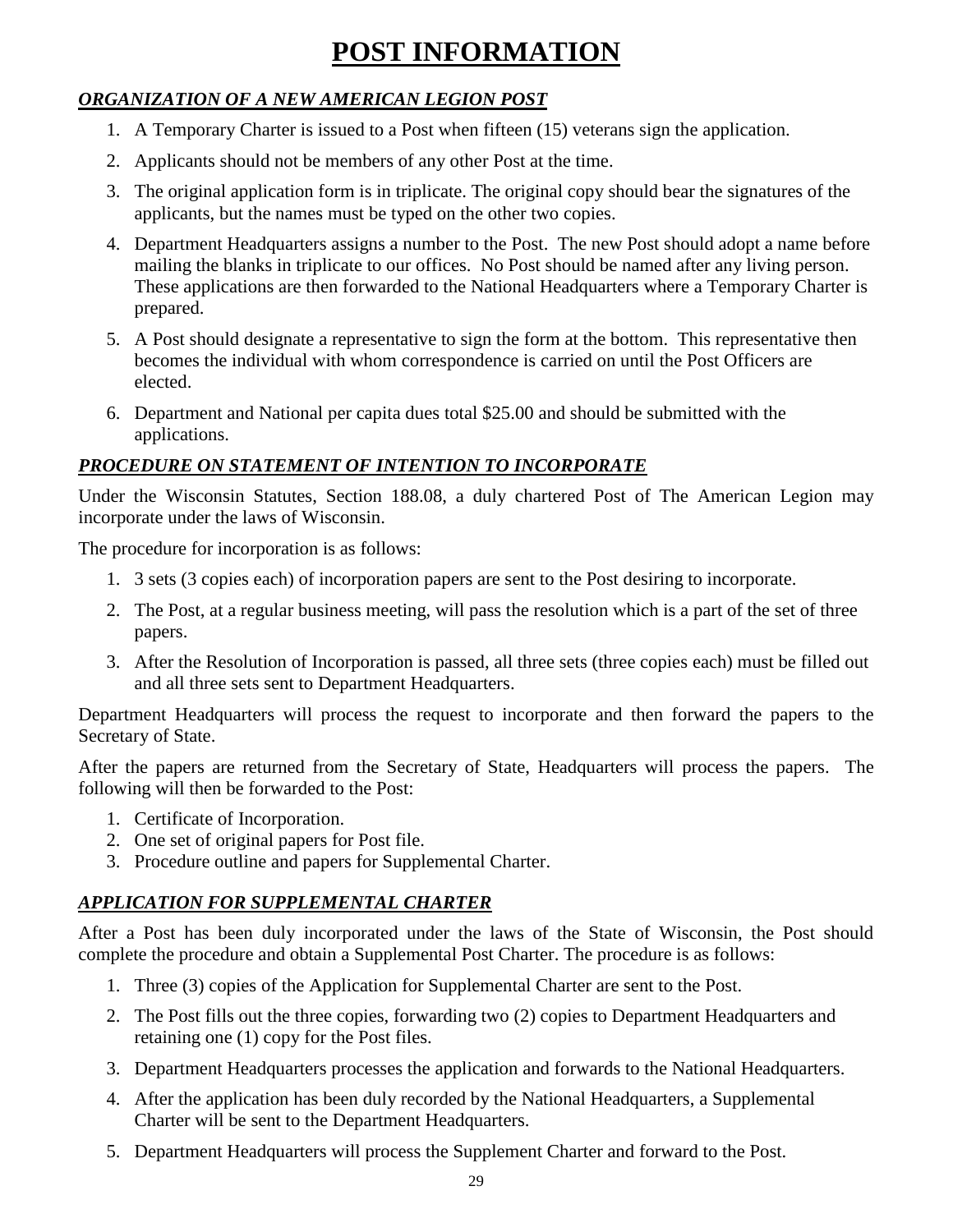# POST INFORMATION

### ***ORGANIZATION OF A NEW AMERICAN LEGION POST***

1. A Temporary Charter is issued to a Post when fifteen (15) veterans sign the application.
2. Applicants should not be members of any other Post at the time.
3. The original application form is in triplicate. The original copy should bear the signatures of the applicants, but the names must be typed on the other two copies.
4. Department Headquarters assigns a number to the Post. The new Post should adopt a name before mailing the blanks in triplicate to our offices. No Post should be named after any living person. These applications are then forwarded to the National Headquarters where a Temporary Charter is prepared.
5. A Post should designate a representative to sign the form at the bottom. This representative then becomes the individual with whom correspondence is carried on until the Post Officers are elected.
6. Department and National per capita dues total $25.00 and should be submitted with the applications.

### ***PROCEDURE ON STATEMENT OF INTENTION TO INCORPORATE***

Under the Wisconsin Statutes, Section 188.08, a duly chartered Post of The American Legion may incorporate under the laws of Wisconsin.

The procedure for incorporation is as follows:

1. 3 sets (3 copies each) of incorporation papers are sent to the Post desiring to incorporate.
2. The Post, at a regular business meeting, will pass the resolution which is a part of the set of three papers.
3. After the Resolution of Incorporation is passed, all three sets (three copies each) must be filled out and all three sets sent to Department Headquarters.

Department Headquarters will process the request to incorporate and then forward the papers to the Secretary of State.

After the papers are returned from the Secretary of State, Headquarters will process the papers. The following will then be forwarded to the Post:

1. Certificate of Incorporation.
2. One set of original papers for Post file.
3. Procedure outline and papers for Supplemental Charter.

### ***APPLICATION FOR SUPPLEMENTAL CHARTER***

After a Post has been duly incorporated under the laws of the State of Wisconsin, the Post should complete the procedure and obtain a Supplemental Post Charter. The procedure is as follows:

1. Three (3) copies of the Application for Supplemental Charter are sent to the Post.
2. The Post fills out the three copies, forwarding two (2) copies to Department Headquarters and retaining one (1) copy for the Post files.
3. Department Headquarters processes the application and forwards to the National Headquarters.
4. After the application has been duly recorded by the National Headquarters, a Supplemental Charter will be sent to the Department Headquarters.
5. Department Headquarters will process the Supplement Charter and forward to the Post.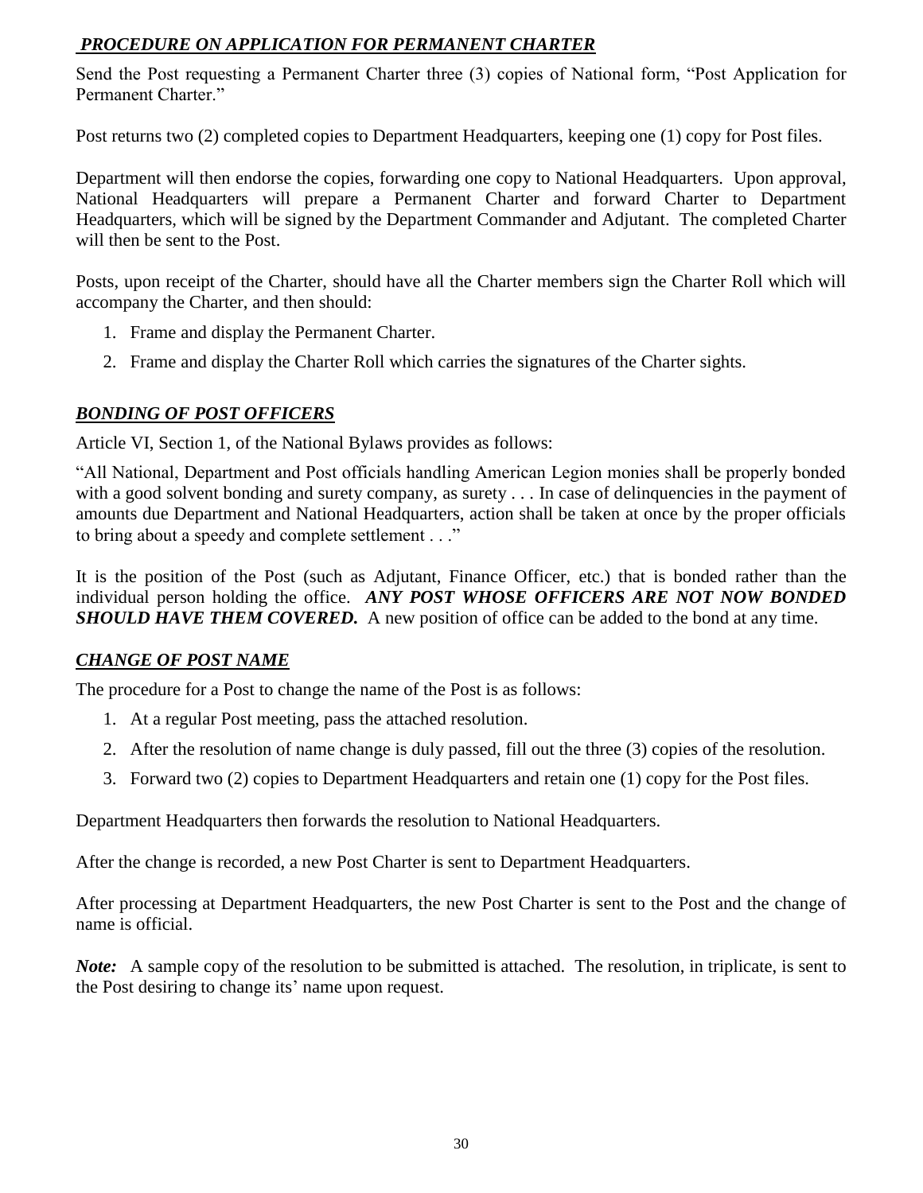***PROCEDURE ON APPLICATION FOR PERMANENT CHARTER***

Send the Post requesting a Permanent Charter three (3) copies of National form, "Post Application for Permanent Charter."

Post returns two (2) completed copies to Department Headquarters, keeping one (1) copy for Post files.

Department will then endorse the copies, forwarding one copy to National Headquarters. Upon approval, National Headquarters will prepare a Permanent Charter and forward Charter to Department Headquarters, which will be signed by the Department Commander and Adjutant. The completed Charter will then be sent to the Post.

Posts, upon receipt of the Charter, should have all the Charter members sign the Charter Roll which will accompany the Charter, and then should:

1. Frame and display the Permanent Charter.
2. Frame and display the Charter Roll which carries the signatures of the Charter sights.

***BONDING OF POST OFFICERS***

Article VI, Section 1, of the National Bylaws provides as follows:

"All National, Department and Post officials handling American Legion monies shall be properly bonded with a good solvent bonding and surety company, as surety . . . In case of delinquencies in the payment of amounts due Department and National Headquarters, action shall be taken at once by the proper officials to bring about a speedy and complete settlement . . ."

It is the position of the Post (such as Adjutant, Finance Officer, etc.) that is bonded rather than the individual person holding the office. ***ANY POST WHOSE OFFICERS ARE NOT NOW BONDED SHOULD HAVE THEM COVERED.*** A new position of office can be added to the bond at any time.

***CHANGE OF POST NAME***

The procedure for a Post to change the name of the Post is as follows:

1. At a regular Post meeting, pass the attached resolution.
2. After the resolution of name change is duly passed, fill out the three (3) copies of the resolution.
3. Forward two (2) copies to Department Headquarters and retain one (1) copy for the Post files.

Department Headquarters then forwards the resolution to National Headquarters.

After the change is recorded, a new Post Charter is sent to Department Headquarters.

After processing at Department Headquarters, the new Post Charter is sent to the Post and the change of name is official.

***Note:*** A sample copy of the resolution to be submitted is attached. The resolution, in triplicate, is sent to the Post desiring to change its' name upon request.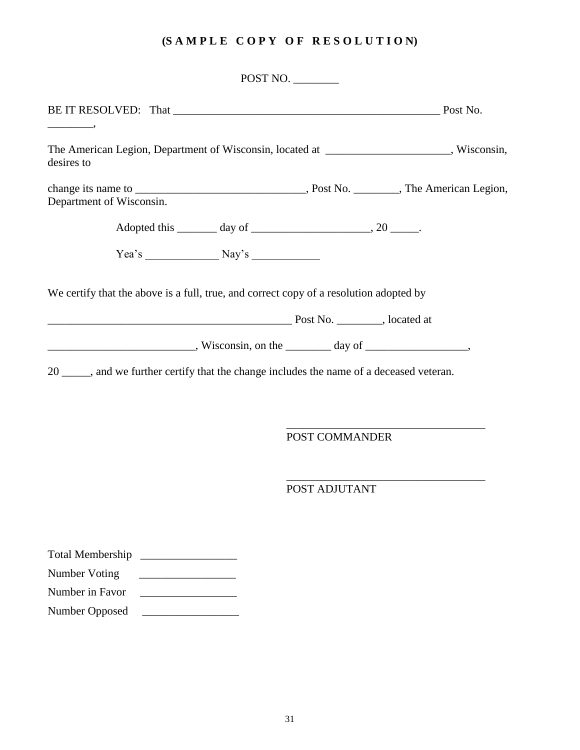# (SAMPLE COPY OF RESOLUTION)

POST NO. ________

BE IT RESOLVED: That _________________________________________________ Post No. ________,

The American League, Department of Wisconsin, located at ______________________, Wisconsin, desires to

change its name to ______________________________, Post No. ________, The American Legion, Department of Wisconsin.

Adopted this _______ day of _____________________, 20 _____.

Yea's _____________ Nay's ____________

We certify that the above is a full, true, and correct copy of a resolution adopted by

_____________________________________________ Post No. ________, located at

__________________________, Wisconsin, on the ________ day of __________________,

20 _____, and we further certify that the change includes the name of a deceased veteran.

___________________________________
POST COMMANDER

___________________________________
POST ADJUTANT

Total Membership _________________

Number Voting _________________

Number in Favor _________________

Number Opposed _________________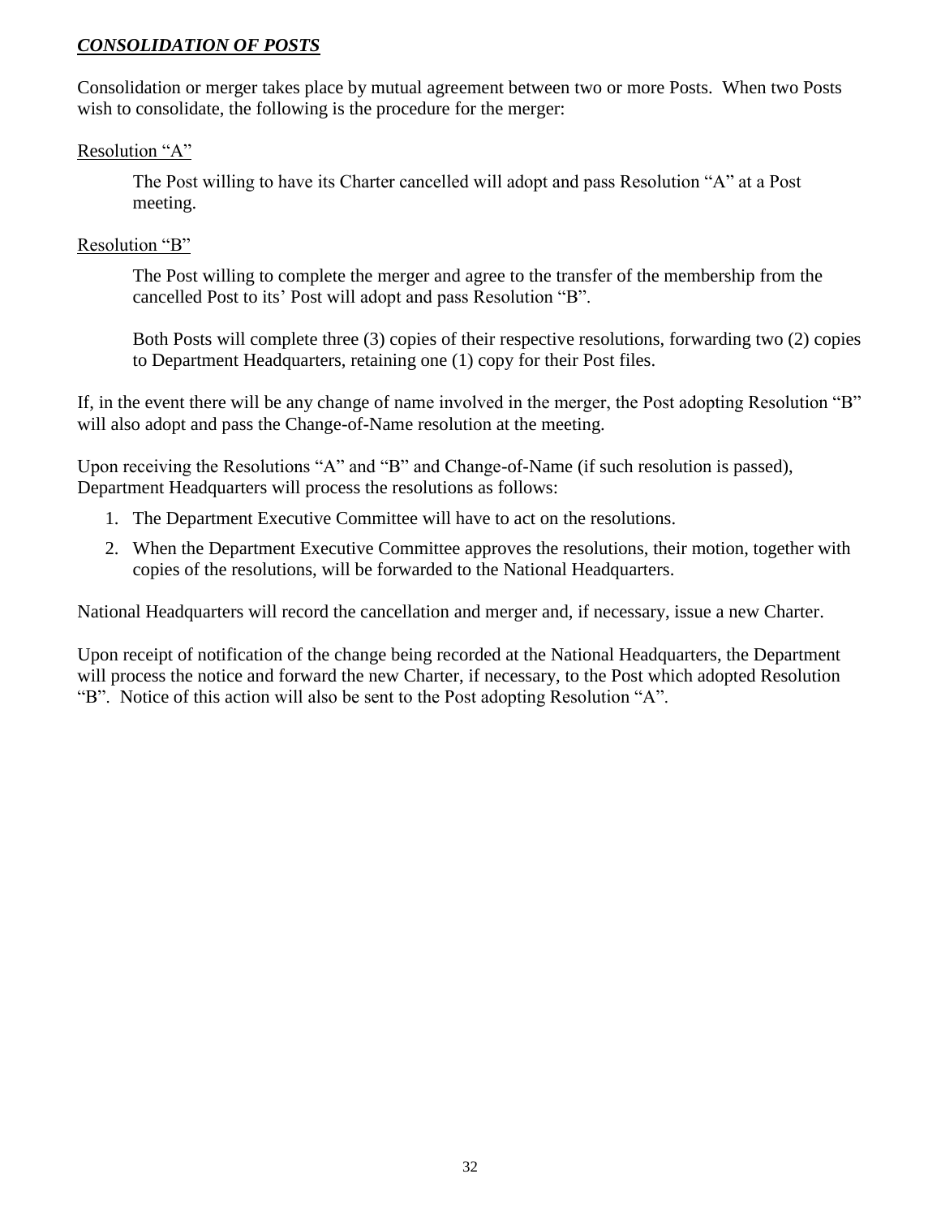## ***CONSOLIDATION OF POSTS***

Consolidation or merger takes place by mutual agreement between two or more Posts. When two Posts wish to consolidate, the following is the procedure for the merger:

Resolution "A"

> The Post willing to have its Charter cancelled will adopt and pass Resolution "A" at a Post meeting.

Resolution "B"

> The Post willing to complete the merger and agree to the transfer of the membership from the cancelled Post to its' Post will adopt and pass Resolution "B".
>
> Both Posts will complete three (3) copies of their respective resolutions, forwarding two (2) copies to Department Headquarters, retaining one (1) copy for their Post files.

If, in the event there will be any change of name involved in the merger, the Post adopting Resolution "B" will also adopt and pass the Change-of-Name resolution at the meeting.

Upon receiving the Resolutions "A" and "B" and Change-of-Name (if such resolution is passed), Department Headquarters will process the resolutions as follows:

1. The Department Executive Committee will have to act on the resolutions.
2. When the Department Executive Committee approves the resolutions, their motion, together with copies of the resolutions, will be forwarded to the National Headquarters.

National Headquarters will record the cancellation and merger and, if necessary, issue a new Charter.

Upon receipt of notification of the change being recorded at the National Headquarters, the Department will process the notice and forward the new Charter, if necessary, to the Post which adopted Resolution "B". Notice of this action will also be sent to the Post adopting Resolution "A".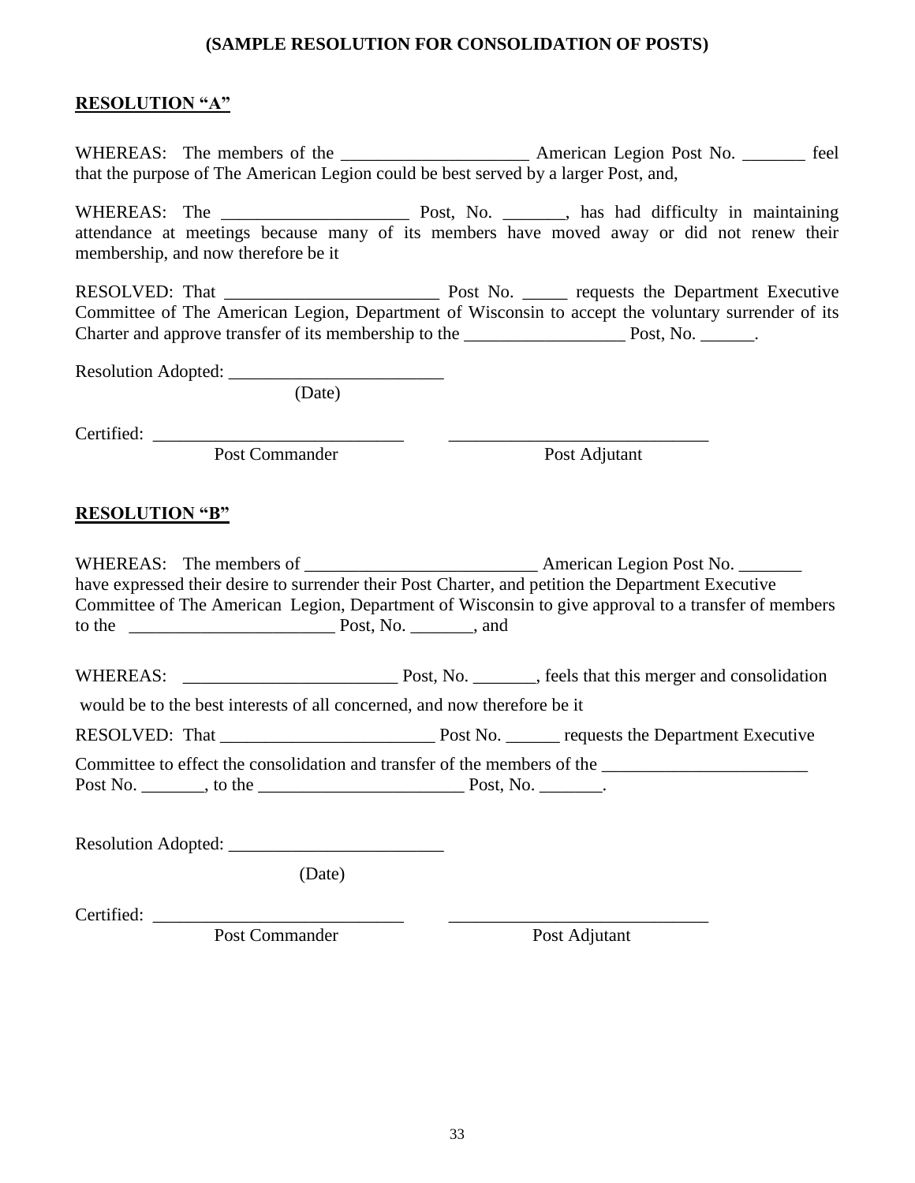**(SAMPLE RESOLUTION FOR CONSOLIDATION OF POSTS)**

## RESOLUTION "A"

WHEREAS: The members of the _____________________ American Legion Post No. _______ feel that the purpose of The American Legion could be best served by a larger Post, and,

WHEREAS: The _____________________ Post, No. _______, has had difficulty in maintaining attendance at meetings because many of its members have moved away or did not renew their membership, and now therefore be it

RESOLVED: That ________________________ Post No. _____ requests the Department Executive Committee of The American Legion, Department of Wisconsin to accept the voluntary surrender of its Charter and approve transfer of its membership to the __________________ Post, No. ______.

Resolution Adopted: ________________________
(Date)

Certified: ____________________________ ____________________________
Post Commander Post Adjutant

## RESOLUTION "B"

WHEREAS: The members of __________________________ American Legion Post No. _______ have expressed their desire to surrender their Post Charter, and petition the Department Executive Committee of The American Legion, Department of Wisconsin to give approval to a transfer of members to the _______________________ Post, No. _______, and

WHEREAS: ________________________ Post, No. _______, feels that this merger and consolidation would be to the best interests of all concerned, and now therefore be it

RESOLVED: That ________________________ Post No. ______ requests the Department Executive Committee to effect the consolidation and transfer of the members of the _______________________ Post No. _______, to the _______________________ Post, No. _______.

Resolution Adopted: ________________________
(Date)

Certified: ____________________________ ____________________________
Post Commander Post Adjutant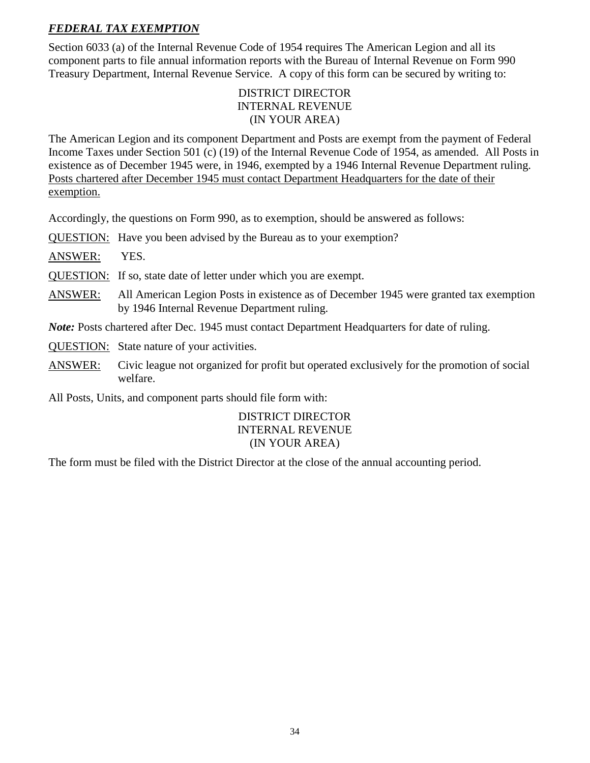## ***FEDERAL TAX EXEMPTION***

Section 6033 (a) of the Internal Revenue Code of 1954 requires The American Legion and all its component parts to file annual information reports with the Bureau of Internal Revenue on Form 990 Treasury Department, Internal Revenue Service. A copy of this form can be secured by writing to:

DISTRICT DIRECTOR
INTERNAL REVENUE
(IN YOUR AREA)

The American Legion and its component Department and Posts are exempt from the payment of Federal Income Taxes under Section 501 (c) (19) of the Internal Revenue Code of 1954, as amended. All Posts in existence as of December 1945 were, in 1946, exempted by a 1946 Internal Revenue Department ruling. <u>Posts chartered after December 1945 must contact Department Headquarters for the date of their exemption.</u>

Accordingly, the questions on Form 990, as to exemption, should be answered as follows:

<u>QUESTION:</u> Have you been advised by the Bureau as to your exemption?

<u>ANSWER:</u> YES.

<u>QUESTION:</u> If so, state date of letter under which you are exempt.

<u>ANSWER:</u> All American Legion Posts in existence as of December 1945 were granted tax exemption by 1946 Internal Revenue Department ruling.

***Note:*** Posts chartered after Dec. 1945 must contact Department Headquarters for date of ruling.

<u>QUESTION:</u> State nature of your activities.

<u>ANSWER:</u> Civic league not organized for profit but operated exclusively for the promotion of social welfare.

All Posts, Units, and component parts should file form with:

DISTRICT DIRECTOR
INTERNAL REVENUE
(IN YOUR AREA)

The form must be filed with the District Director at the close of the annual accounting period.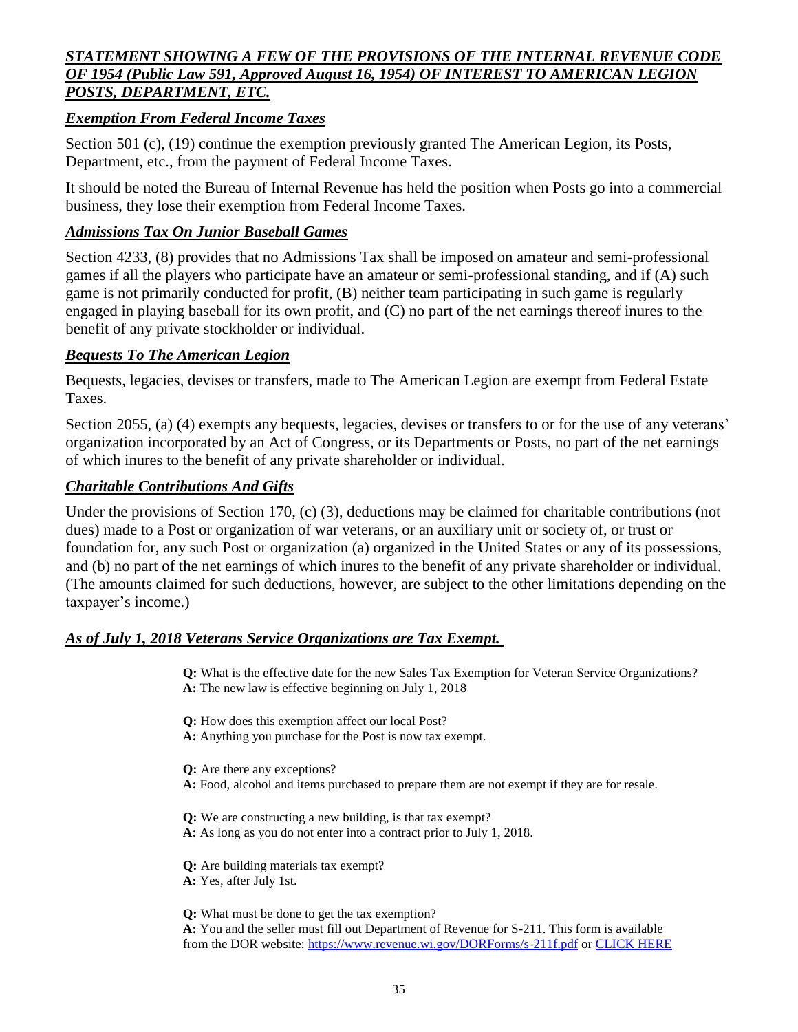## ***STATEMENT SHOWING A FEW OF THE PROVISIONS OF THE INTERNAL REVENUE CODE OF 1954 (Public Law 591, Approved August 16, 1954) OF INTEREST TO AMERICAN LEGION POSTS, DEPARTMENT, ETC.***

### ***Exemption From Federal Income Taxes***

Section 501 (c), (19) continue the exemption previously granted The American Legion, its Posts, Department, etc., from the payment of Federal Income Taxes.

It should be noted the Bureau of Internal Revenue has held the position when Posts go into a commercial business, they lose their exemption from Federal Income Taxes.

### ***Admissions Tax On Junior Baseball Games***

Section 4233, (8) provides that no Admissions Tax shall be imposed on amateur and semi-professional games if all the players who participate have an amateur or semi-professional standing, and if (A) such game is not primarily conducted for profit, (B) neither team participating in such game is regularly engaged in playing baseball for its own profit, and (C) no part of the net earnings thereof inures to the benefit of any private stockholder or individual.

### ***Bequests To The American Legion***

Bequests, legacies, devises or transfers, made to The American Legion are exempt from Federal Estate Taxes.

Section 2055, (a) (4) exempts any bequests, legacies, devises or transfers to or for the use of any veterans' organization incorporated by an Act of Congress, or its Departments or Posts, no part of the net earnings of which inures to the benefit of any private shareholder or individual.

### ***Charitable Contributions And Gifts***

Under the provisions of Section 170, (c) (3), deductions may be claimed for charitable contributions (not dues) made to a Post or organization of war veterans, or an auxiliary unit or society of, or trust or foundation for, any such Post or organization (a) organized in the United States or any of its possessions, and (b) no part of the net earnings of which inures to the benefit of any private shareholder or individual. (The amounts claimed for such deductions, however, are subject to the other limitations depending on the taxpayer's income.)

### ***As of July 1, 2018 Veterans Service Organizations are Tax Exempt.***

**Q:** What is the effective date for the new Sales Tax Exemption for Veteran Service Organizations?
**A:** The new law is effective beginning on July 1, 2018

**Q:** How does this exemption affect our local Post?
**A:** Anything you purchase for the Post is now tax exempt.

**Q:** Are there any exceptions?
**A:** Food, alcohol and items purchased to prepare them are not exempt if they are for resale.

**Q:** We are constructing a new building, is that tax exempt?
**A:** As long as you do not enter into a contract prior to July 1, 2018.

**Q:** Are building materials tax exempt?
**A:** Yes, after July 1st.

**Q:** What must be done to get the tax exemption?
**A:** You and the seller must fill out Department of Revenue for S-211. This form is available from the DOR website: https://www.revenue.wi.gov/DORForms/s-211f.pdf or CLICK HERE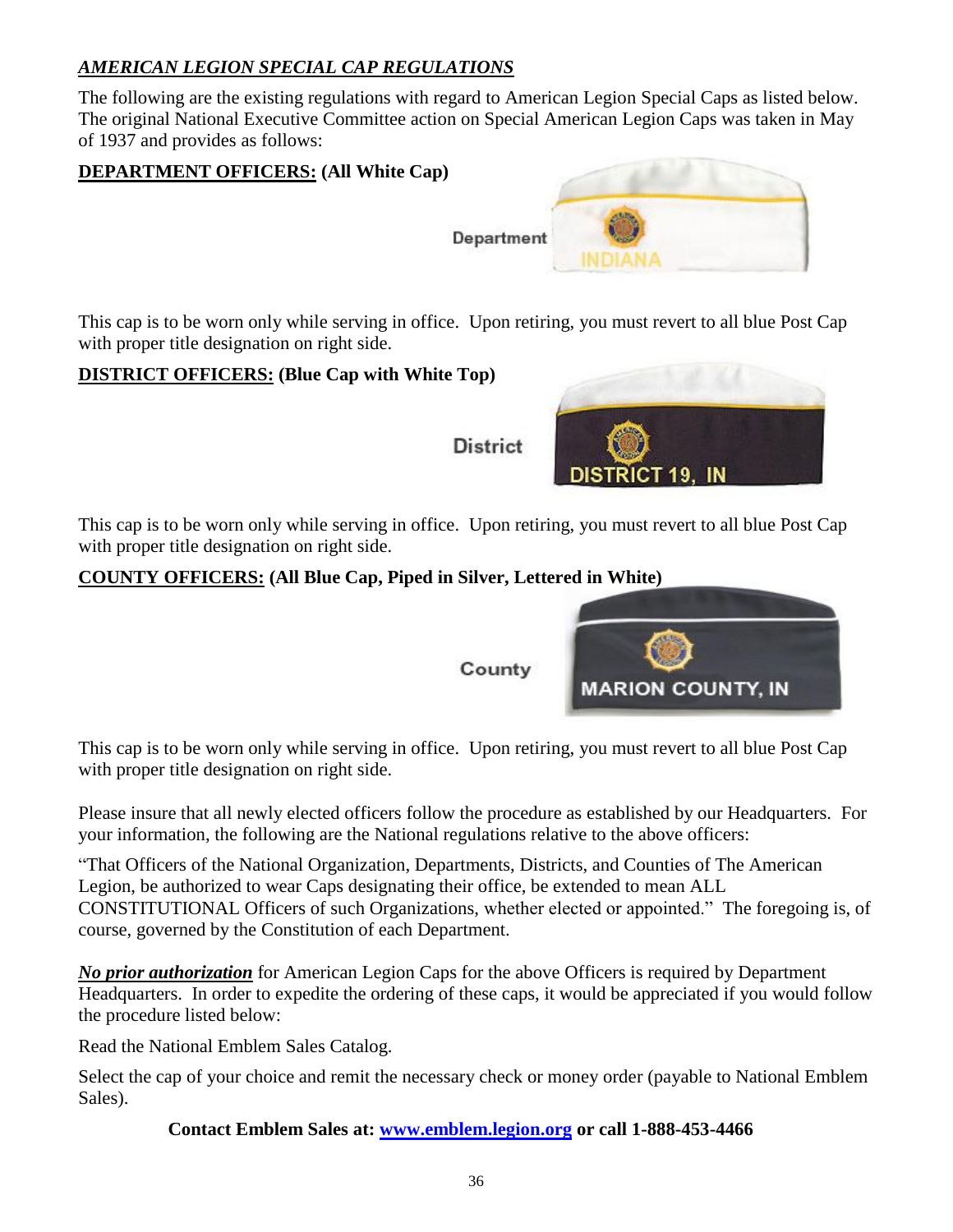## *AMERICAN LEGION SPECIAL CAP REGULATIONS*

The following are the existing regulations with regard to American Legion Special Caps as listed below. The original National Executive Committee action on Special American Legion Caps was taken in May of 1937 and provides as follows:

**DEPARTMENT OFFICERS: (All White Cap)**

Department

This cap is to be worn only while serving in office. Upon retiring, you must revert to all blue Post Cap with proper title designation on right side.

**DISTRICT OFFICERS: (Blue Cap with White Top)**

District

This cap is to be worn only while serving in office. Upon retiring, you must revert to all blue Post Cap with proper title designation on right side.

**COUNTY OFFICERS: (All Blue Cap, Piped in Silver, Lettered in White)**

County

This cap is to be worn only while serving in office. Upon retiring, you must revert to all blue Post Cap with proper title designation on right side.

Please insure that all newly elected officers follow the procedure as established by our Headquarters. For your information, the following are the National regulations relative to the above officers:

"That Officers of the National Organization, Departments, Districts, and Counties of The American Legion, be authorized to wear Caps designating their office, be extended to mean ALL CONSTITUTIONAL Officers of such Organizations, whether elected or appointed." The foregoing is, of course, governed by the Constitution of each Department.

***No prior authorization*** for American Legion Caps for the above Officers is required by Department Headquarters. In order to expedite the ordering of these caps, it would be appreciated if you would follow the procedure listed below:

Read the National Emblem Sales Catalog.

Select the cap of your choice and remit the necessary check or money order (payable to National Emblem Sales).

**Contact Emblem Sales at: www.emblem.legion.org or call 1-888-453-4466**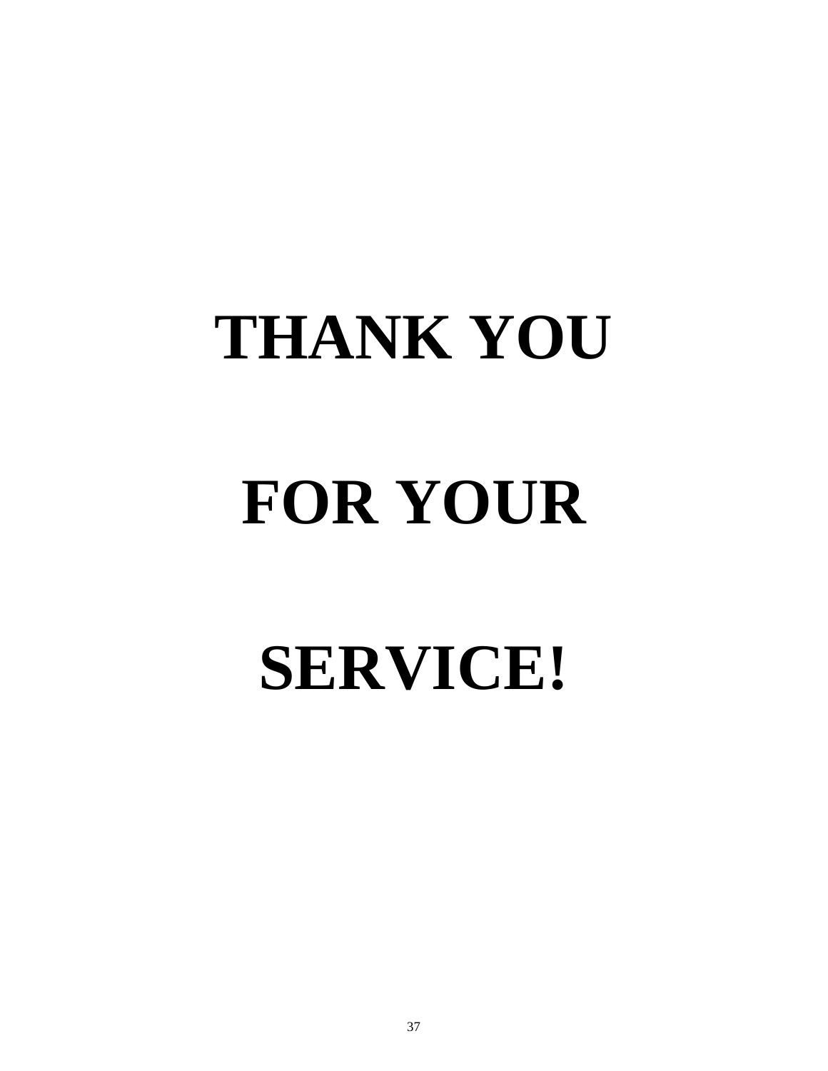# THANK YOU

# FOR YOUR

# SERVICE!